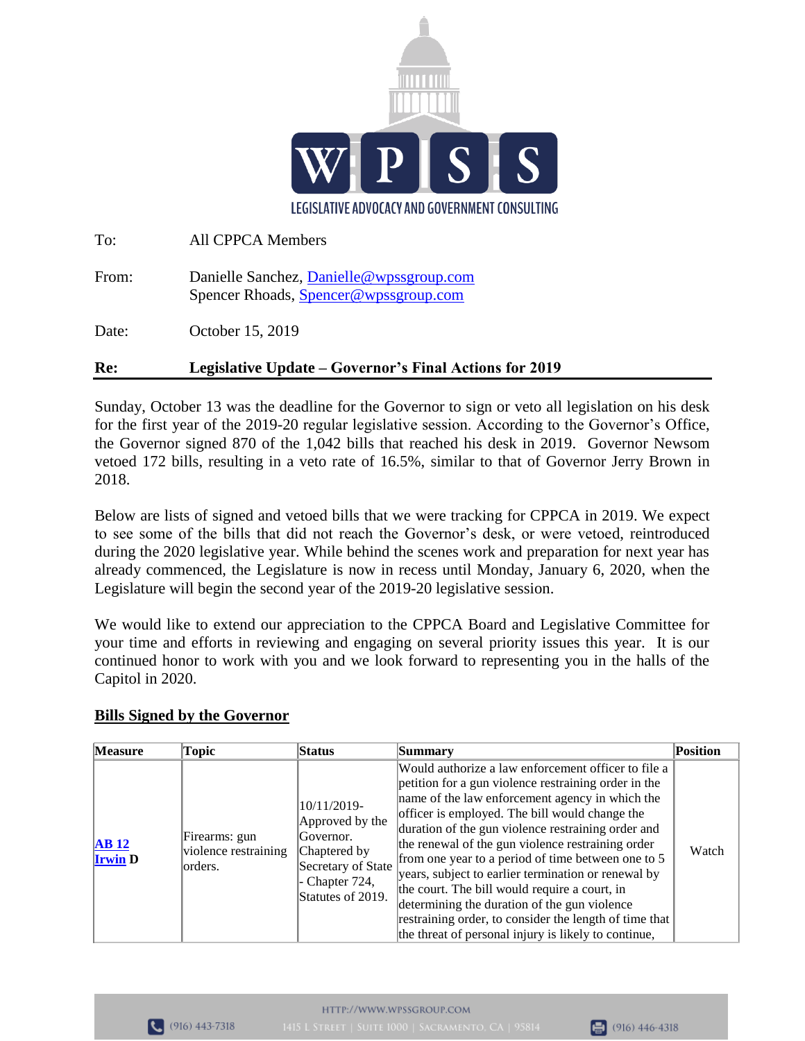LEGISLATIVE ADVOCACY AND GOVERNMENT CONSULTING

To: All CPPCA Members

From: Danielle Sanchez, Danielle@wpssgroup.com
Spencer Rhoads, Spencer@wpssgroup.com

Date: October 15, 2019

**Re: Legislative Update – Governor's Final Actions for 2019**

Sunday, October 13 was the deadline for the Governor to sign or veto all legislation on his desk for the first year of the 2019-20 regular legislative session. According to the Governor's Office, the Governor signed 870 of the 1,042 bills that reached his desk in 2019. Governor Newsom vetoed 172 bills, resulting in a veto rate of 16.5%, similar to that of Governor Jerry Brown in 2018.

Below are lists of signed and vetoed bills that we were tracking for CPPCA in 2019. We expect to see some of the bills that did not reach the Governor's desk, or were vetoed, reintroduced during the 2020 legislative year. While behind the scenes work and preparation for next year has already commenced, the Legislature is now in recess until Monday, January 6, 2020, when the Legislature will begin the second year of the 2019-20 legislative session.

We would like to extend our appreciation to the CPPCA Board and Legislative Committee for your time and efforts in reviewing and engaging on several priority issues this year. It is our continued honor to work with you and we look forward to representing you in the halls of the Capitol in 2020.

## Bills Signed by the Governor

| Measure | Topic | Status | Summary | Position |
|---|---|---|---|---|
| **AB 12 Irwin D** | Firearms: gun violence restraining orders. | 10/11/2019-Approved by the Governor. Chaptered by Secretary of State - Chapter 724, Statutes of 2019. | Would authorize a law enforcement officer to file a petition for a gun violence restraining order in the name of the law enforcement agency in which the officer is employed. The bill would change the duration of the gun violence restraining order and the renewal of the gun violence restraining order from one year to a period of time between one to 5 years, subject to earlier termination or renewal by the court. The bill would require a court, in determining the duration of the gun violence restraining order, to consider the length of time that the threat of personal injury is likely to continue, | Watch |

HTTP://WWW.WPSSGROUP.COM
(916) 443-7318 1415 L STREET | SUITE 1000 | SACRAMENTO, CA | 95814 (916) 446-4318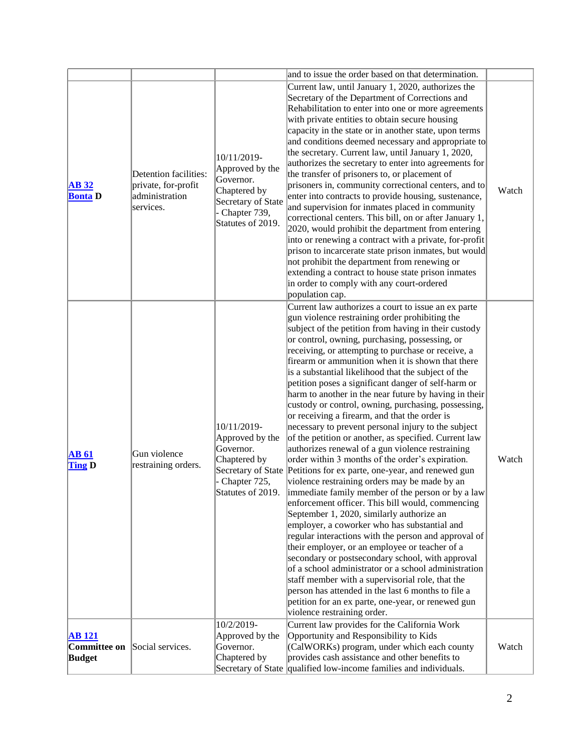|  |  |  |  |  |
|---|---|---|---|---|
|  |  |  | and to issue the order based on that determination. |  |
| **AB 32** **Bonta D** | Detention facilities: private, for-profit administration services. | 10/11/2019- Approved by the Governor. Chaptered by Secretary of State - Chapter 739, Statutes of 2019. | Current law, until January 1, 2020, authorizes the Secretary of the Department of Corrections and Rehabilitation to enter into one or more agreements with private entities to obtain secure housing capacity in the state or in another state, upon terms and conditions deemed necessary and appropriate to the secretary. Current law, until January 1, 2020, authorizes the secretary to enter into agreements for the transfer of prisoners to, or placement of prisoners in, community correctional centers, and to enter into contracts to provide housing, sustenance, and supervision for inmates placed in community correctional centers. This bill, on or after January 1, 2020, would prohibit the department from entering into or renewing a contract with a private, for-profit prison to incarcerate state prison inmates, but would not prohibit the department from renewing or extending a contract to house state prison inmates in order to comply with any court-ordered population cap. | Watch |
| **AB 61** **Ting D** | Gun violence restraining orders. | 10/11/2019- Approved by the Governor. Chaptered by Secretary of State - Chapter 725, Statutes of 2019. | Current law authorizes a court to issue an ex parte gun violence restraining order prohibiting the subject of the petition from having in their custody or control, owning, purchasing, possessing, or receiving, or attempting to purchase or receive, a firearm or ammunition when it is shown that there is a substantial likelihood that the subject of the petition poses a significant danger of self-harm or harm to another in the near future by having in their custody or control, owning, purchasing, possessing, or receiving a firearm, and that the order is necessary to prevent personal injury to the subject of the petition or another, as specified. Current law authorizes renewal of a gun violence restraining order within 3 months of the order's expiration. Petitions for ex parte, one-year, and renewed gun violence restraining orders may be made by an immediate family member of the person or by a law enforcement officer. This bill would, commencing September 1, 2020, similarly authorize an employer, a coworker who has substantial and regular interactions with the person and approval of their employer, or an employee or teacher of a secondary or postsecondary school, with approval of a school administrator or a school administration staff member with a supervisorial role, that the person has attended in the last 6 months to file a petition for an ex parte, one-year, or renewed gun violence restraining order. | Watch |
| **AB 121** **Committee on Budget** | Social services. | 10/2/2019- Approved by the Governor. Chaptered by Secretary of State | Current law provides for the California Work Opportunity and Responsibility to Kids (CalWORKs) program, under which each county provides cash assistance and other benefits to qualified low-income families and individuals. | Watch |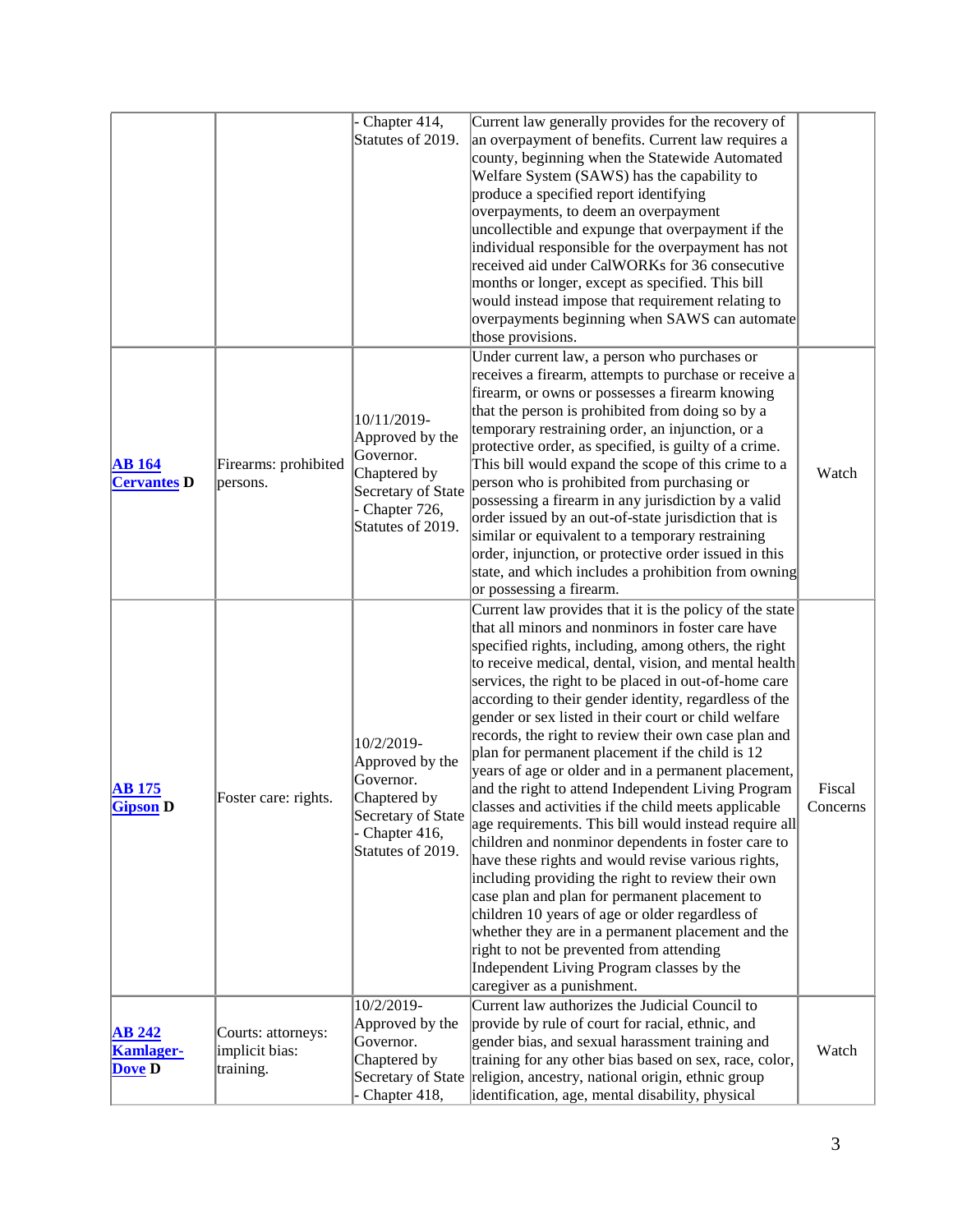| | | - Chapter 414, Statutes of 2019. | Current law generally provides for the recovery of an overpayment of benefits. Current law requires a county, beginning when the Statewide Automated Welfare System (SAWS) has the capability to produce a specified report identifying overpayments, to deem an overpayment uncollectible and expunge that overpayment if the individual responsible for the overpayment has not received aid under CalWORKs for 36 consecutive months or longer, except as specified. This bill would instead impose that requirement relating to overpayments beginning when SAWS can automate those provisions. | |
|---|---|---|---|---|
| **AB 164 Cervantes D** | Firearms: prohibited persons. | 10/11/2019- Approved by the Governor. Chaptered by Secretary of State - Chapter 726, Statutes of 2019. | Under current law, a person who purchases or receives a firearm, attempts to purchase or receive a firearm, or owns or possesses a firearm knowing that the person is prohibited from doing so by a temporary restraining order, an injunction, or a protective order, as specified, is guilty of a crime. This bill would expand the scope of this crime to a person who is prohibited from purchasing or possessing a firearm in any jurisdiction by a valid order issued by an out-of-state jurisdiction that is similar or equivalent to a temporary restraining order, injunction, or protective order issued in this state, and which includes a prohibition from owning or possessing a firearm. | Watch |
| **AB 175 Gipson D** | Foster care: rights. | 10/2/2019- Approved by the Governor. Chaptered by Secretary of State - Chapter 416, Statutes of 2019. | Current law provides that it is the policy of the state that all minors and nonminors in foster care have specified rights, including, among others, the right to receive medical, dental, vision, and mental health services, the right to be placed in out-of-home care according to their gender identity, regardless of the gender or sex listed in their court or child welfare records, the right to review their own case plan and plan for permanent placement if the child is 12 years of age or older and in a permanent placement, and the right to attend Independent Living Program classes and activities if the child meets applicable age requirements. This bill would instead require all children and nonminor dependents in foster care to have these rights and would revise various rights, including providing the right to review their own case plan and plan for permanent placement to children 10 years of age or older regardless of whether they are in a permanent placement and the right to not be prevented from attending Independent Living Program classes by the caregiver as a punishment. | Fiscal Concerns |
| **AB 242 Kamlager-Dove D** | Courts: attorneys: implicit bias: training. | 10/2/2019- Approved by the Governor. Chaptered by Secretary of State - Chapter 418, | Current law authorizes the Judicial Council to provide by rule of court for racial, ethnic, and gender bias, and sexual harassment training and training for any other bias based on sex, race, color, religion, ancestry, national origin, ethnic group identification, age, mental disability, physical | Watch |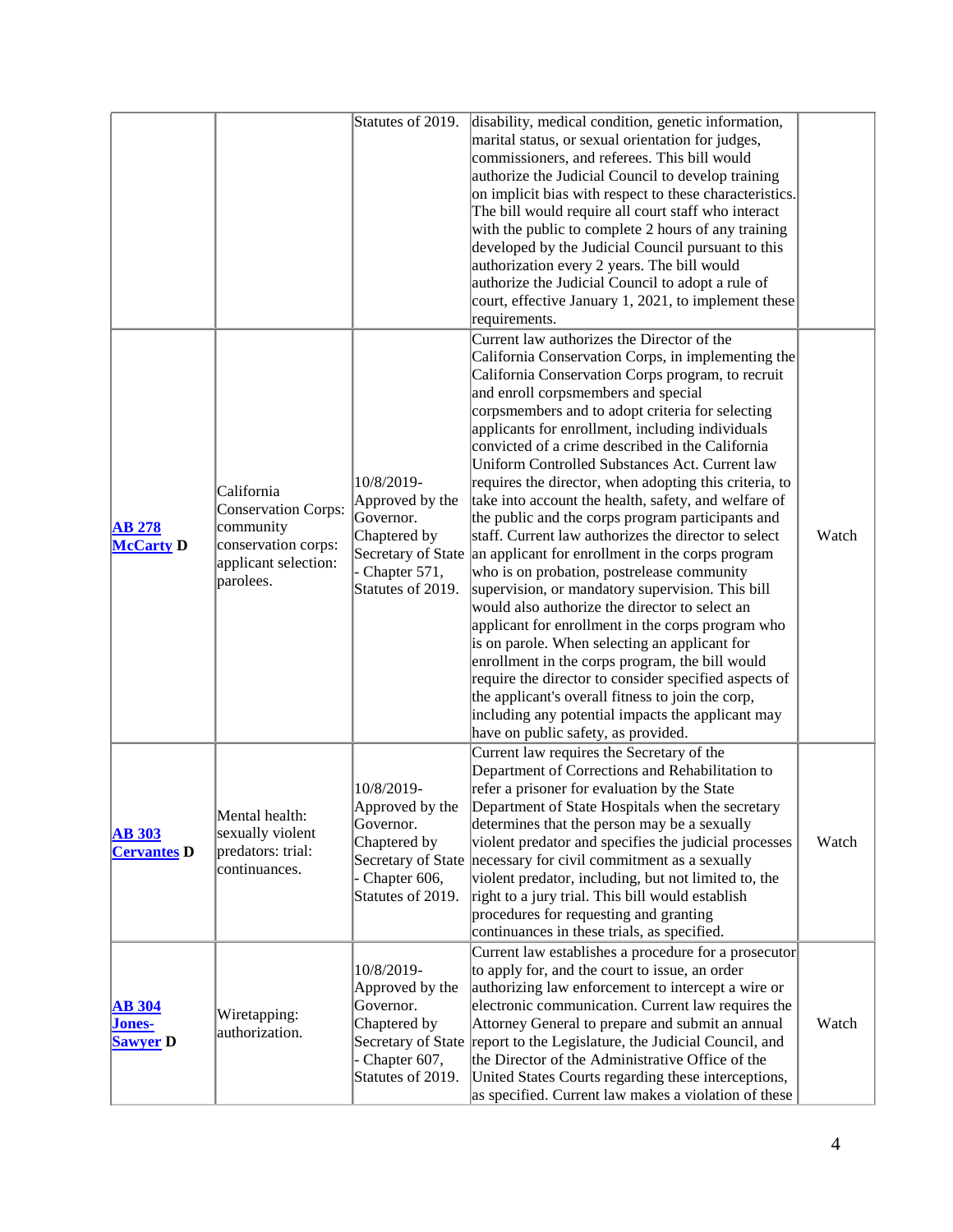|  |  | Statutes of 2019. | disability, medical condition, genetic information, marital status, or sexual orientation for judges, commissioners, and referees. This bill would authorize the Judicial Council to develop training on implicit bias with respect to these characteristics. The bill would require all court staff who interact with the public to complete 2 hours of any training developed by the Judicial Council pursuant to this authorization every 2 years. The bill would authorize the Judicial Council to adopt a rule of court, effective January 1, 2021, to implement these requirements. |  |
|---|---|---|---|---|
| **AB 278 McCarty D** | California Conservation Corps: community conservation corps: applicant selection: parolees. | 10/8/2019-Approved by the Governor. Chaptered by Secretary of State - Chapter 571, Statutes of 2019. | Current law authorizes the Director of the California Conservation Corps, in implementing the California Conservation Corps program, to recruit and enroll corpsmembers and special corpsmembers and to adopt criteria for selecting applicants for enrollment, including individuals convicted of a crime described in the California Uniform Controlled Substances Act. Current law requires the director, when adopting this criteria, to take into account the health, safety, and welfare of the public and the corps program participants and staff. Current law authorizes the director to select an applicant for enrollment in the corps program who is on probation, postrelease community supervision, or mandatory supervision. This bill would also authorize the director to select an applicant for enrollment in the corps program who is on parole. When selecting an applicant for enrollment in the corps program, the bill would require the director to consider specified aspects of the applicant's overall fitness to join the corp, including any potential impacts the applicant may have on public safety, as provided. | Watch |
| **AB 303 Cervantes D** | Mental health: sexually violent predators: trial: continuances. | 10/8/2019-Approved by the Governor. Chaptered by Secretary of State - Chapter 606, Statutes of 2019. | Current law requires the Secretary of the Department of Corrections and Rehabilitation to refer a prisoner for evaluation by the State Department of State Hospitals when the secretary determines that the person may be a sexually violent predator and specifies the judicial processes necessary for civil commitment as a sexually violent predator, including, but not limited to, the right to a jury trial. This bill would establish procedures for requesting and granting continuances in these trials, as specified. | Watch |
| **AB 304 Jones-Sawyer D** | Wiretapping: authorization. | 10/8/2019-Approved by the Governor. Chaptered by Secretary of State - Chapter 607, Statutes of 2019. | Current law establishes a procedure for a prosecutor to apply for, and the court to issue, an order authorizing law enforcement to intercept a wire or electronic communication. Current law requires the Attorney General to prepare and submit an annual report to the Legislature, the Judicial Council, and the Director of the Administrative Office of the United States Courts regarding these interceptions, as specified. Current law makes a violation of these | Watch |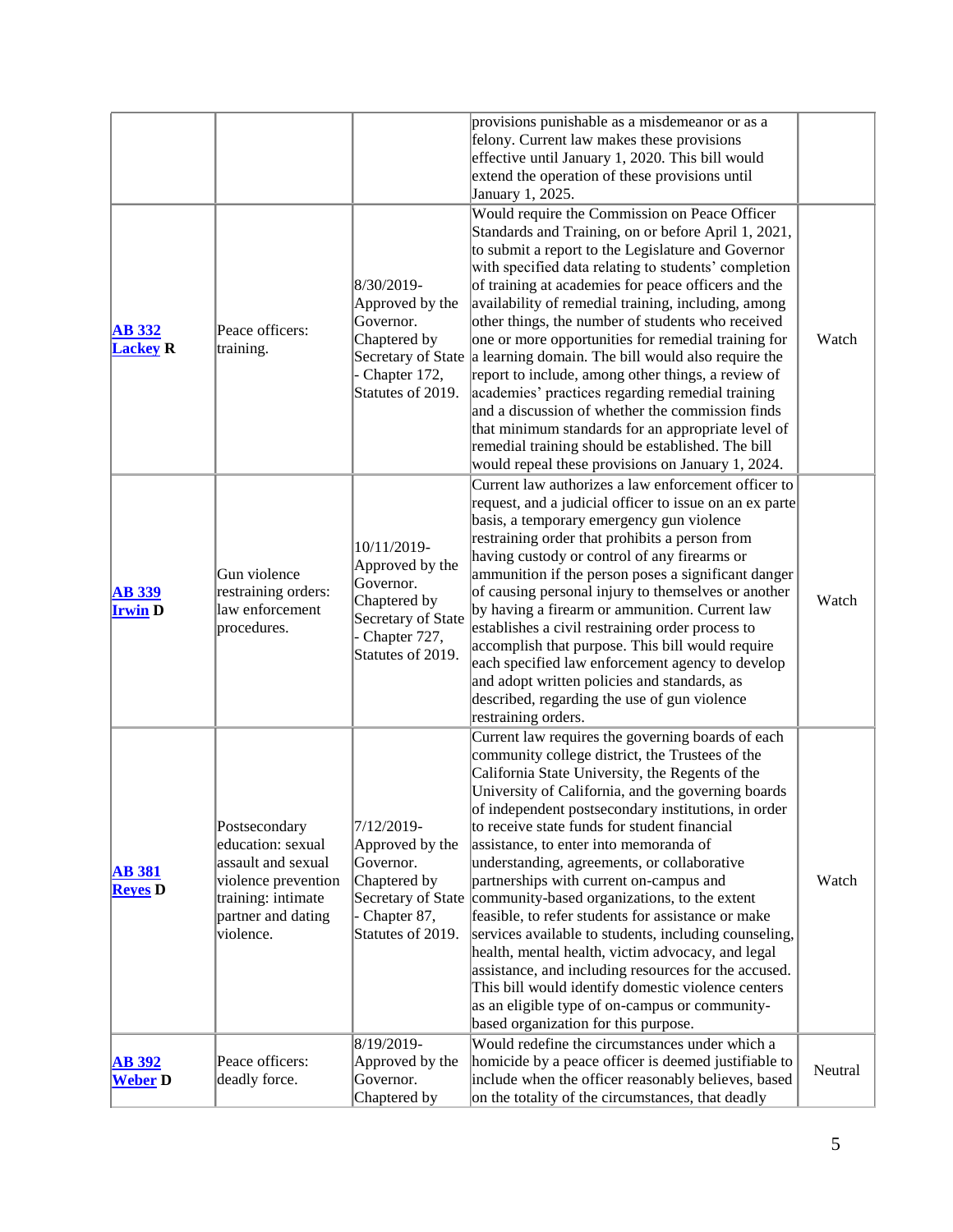| | | | | |
|---|---|---|---|---|
| | | | provisions punishable as a misdemeanor or as a felony. Current law makes these provisions effective until January 1, 2020. This bill would extend the operation of these provisions until January 1, 2025. | |
| **AB 332** **Lackey R** | Peace officers: training. | 8/30/2019- Approved by the Governor. Chaptered by Secretary of State - Chapter 172, Statutes of 2019. | Would require the Commission on Peace Officer Standards and Training, on or before April 1, 2021, to submit a report to the Legislature and Governor with specified data relating to students' completion of training at academies for peace officers and the availability of remedial training, including, among other things, the number of students who received one or more opportunities for remedial training for a learning domain. The bill would also require the report to include, among other things, a review of academies' practices regarding remedial training and a discussion of whether the commission finds that minimum standards for an appropriate level of remedial training should be established. The bill would repeal these provisions on January 1, 2024. | Watch |
| **AB 339** **Irwin D** | Gun violence restraining orders: law enforcement procedures. | 10/11/2019- Approved by the Governor. Chaptered by Secretary of State - Chapter 727, Statutes of 2019. | Current law authorizes a law enforcement officer to request, and a judicial officer to issue on an ex parte basis, a temporary emergency gun violence restraining order that prohibits a person from having custody or control of any firearms or ammunition if the person poses a significant danger of causing personal injury to themselves or another by having a firearm or ammunition. Current law establishes a civil restraining order process to accomplish that purpose. This bill would require each specified law enforcement agency to develop and adopt written policies and standards, as described, regarding the use of gun violence restraining orders. | Watch |
| **AB 381** **Reyes D** | Postsecondary education: sexual assault and sexual violence prevention training: intimate partner and dating violence. | 7/12/2019- Approved by the Governor. Chaptered by Secretary of State - Chapter 87, Statutes of 2019. | Current law requires the governing boards of each community college district, the Trustees of the California State University, the Regents of the University of California, and the governing boards of independent postsecondary institutions, in order to receive state funds for student financial assistance, to enter into memoranda of understanding, agreements, or collaborative partnerships with current on-campus and community-based organizations, to the extent feasible, to refer students for assistance or make services available to students, including counseling, health, mental health, victim advocacy, and legal assistance, and including resources for the accused. This bill would identify domestic violence centers as an eligible type of on-campus or community-based organization for this purpose. | Watch |
| **AB 392** **Weber D** | Peace officers: deadly force. | 8/19/2019- Approved by the Governor. Chaptered by | Would redefine the circumstances under which a homicide by a peace officer is deemed justifiable to include when the officer reasonably believes, based on the totality of the circumstances, that deadly | Neutral |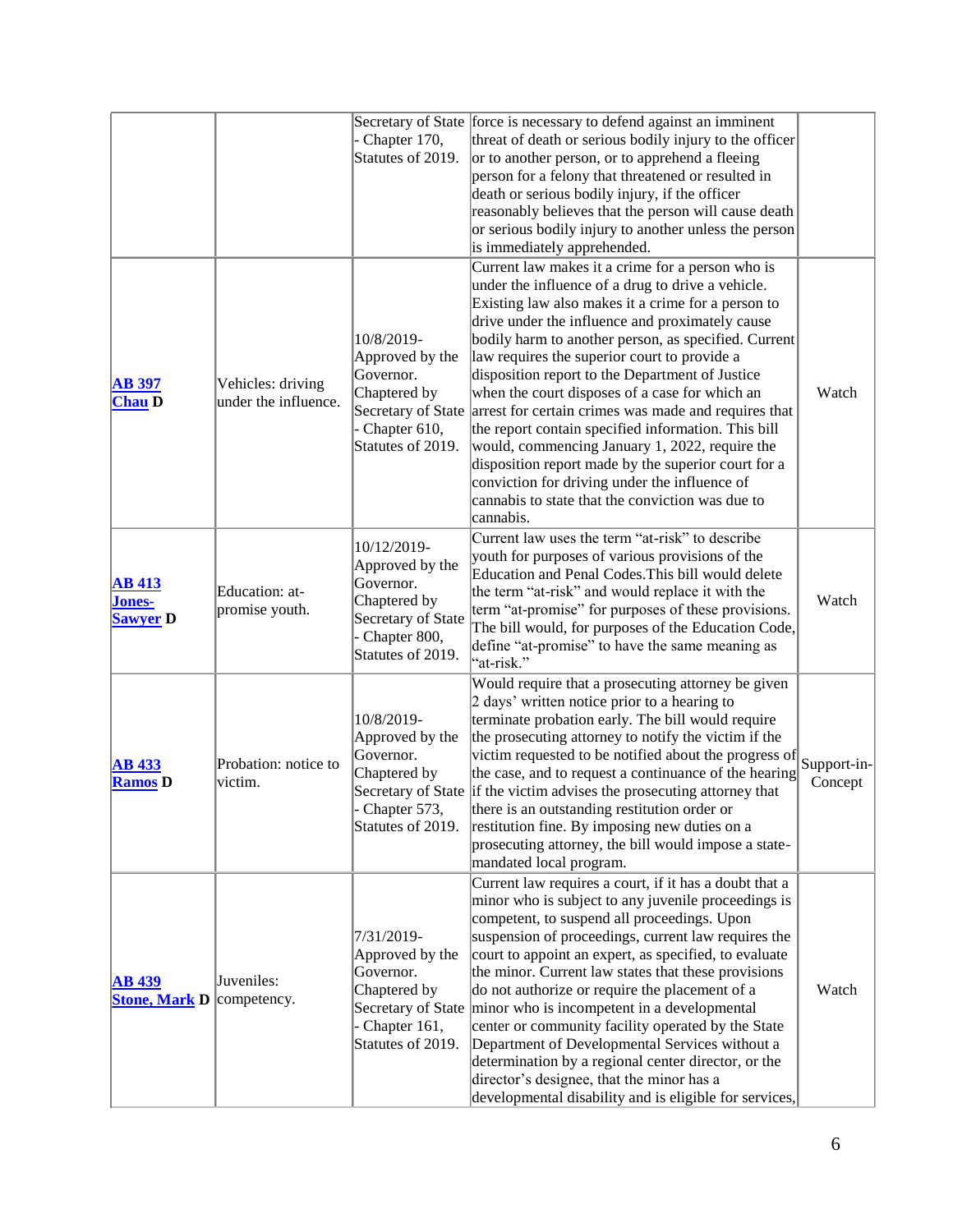| | | Secretary of State - Chapter 170, Statutes of 2019. | force is necessary to defend against an imminent threat of death or serious bodily injury to the officer or to another person, or to apprehend a fleeing person for a felony that threatened or resulted in death or serious bodily injury, if the officer reasonably believes that the person will cause death or serious bodily injury to another unless the person is immediately apprehended. | |
|---|---|---|---|---|
| **AB 397** **Chau D** | Vehicles: driving under the influence. | 10/8/2019- Approved by the Governor. Chaptered by Secretary of State - Chapter 610, Statutes of 2019. | Current law makes it a crime for a person who is under the influence of a drug to drive a vehicle. Existing law also makes it a crime for a person to drive under the influence and proximately cause bodily harm to another person, as specified. Current law requires the superior court to provide a disposition report to the Department of Justice when the court disposes of a case for which an arrest for certain crimes was made and requires that the report contain specified information. This bill would, commencing January 1, 2022, require the disposition report made by the superior court for a conviction for driving under the influence of cannabis to state that the conviction was due to cannabis. | Watch |
| **AB 413** **Jones-Sawyer D** | Education: at-promise youth. | 10/12/2019- Approved by the Governor. Chaptered by Secretary of State - Chapter 800, Statutes of 2019. | Current law uses the term "at-risk" to describe youth for purposes of various provisions of the Education and Penal Codes.This bill would delete the term "at-risk" and would replace it with the term "at-promise" for purposes of these provisions. The bill would, for purposes of the Education Code, define "at-promise" to have the same meaning as "at-risk." | Watch |
| **AB 433** **Ramos D** | Probation: notice to victim. | 10/8/2019- Approved by the Governor. Chaptered by Secretary of State - Chapter 573, Statutes of 2019. | Would require that a prosecuting attorney be given 2 days' written notice prior to a hearing to terminate probation early. The bill would require the prosecuting attorney to notify the victim if the victim requested to be notified about the progress of the case, and to request a continuance of the hearing if the victim advises the prosecuting attorney that there is an outstanding restitution order or restitution fine. By imposing new duties on a prosecuting attorney, the bill would impose a state-mandated local program. | Support-in-Concept |
| **AB 439** **Stone, Mark D** | Juveniles: competency. | 7/31/2019- Approved by the Governor. Chaptered by Secretary of State - Chapter 161, Statutes of 2019. | Current law requires a court, if it has a doubt that a minor who is subject to any juvenile proceedings is competent, to suspend all proceedings. Upon suspension of proceedings, current law requires the court to appoint an expert, as specified, to evaluate the minor. Current law states that these provisions do not authorize or require the placement of a minor who is incompetent in a developmental center or community facility operated by the State Department of Developmental Services without a determination by a regional center director, or the director's designee, that the minor has a developmental disability and is eligible for services, | Watch |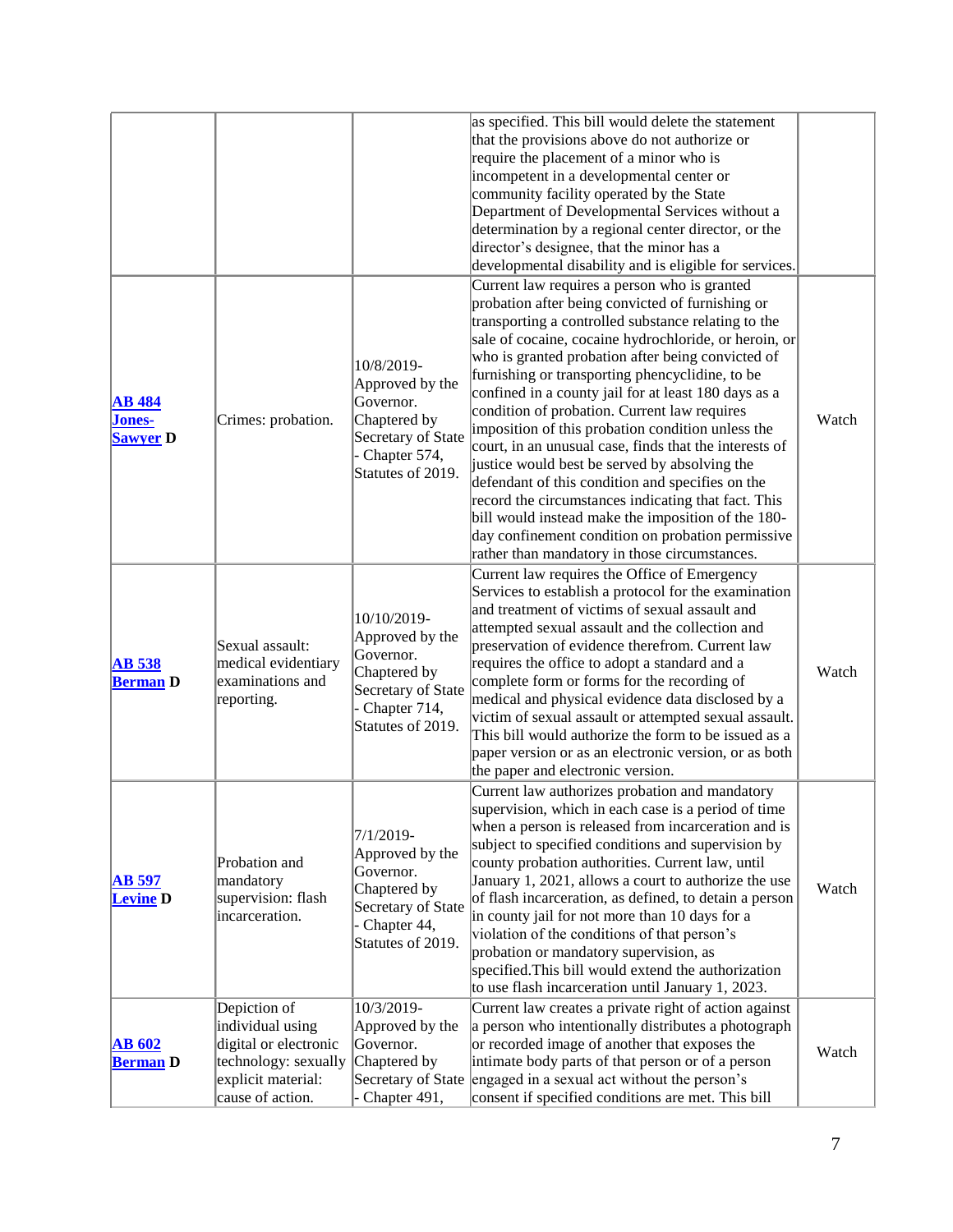| | | | as specified. This bill would delete the statement that the provisions above do not authorize or require the placement of a minor who is incompetent in a developmental center or community facility operated by the State Department of Developmental Services without a determination by a regional center director, or the director's designee, that the minor has a developmental disability and is eligible for services. | |
|---|---|---|---|---|
| **AB 484 Jones-Sawyer D** | Crimes: probation. | 10/8/2019- Approved by the Governor. Chaptered by Secretary of State - Chapter 574, Statutes of 2019. | Current law requires a person who is granted probation after being convicted of furnishing or transporting a controlled substance relating to the sale of cocaine, cocaine hydrochloride, or heroin, or who is granted probation after being convicted of furnishing or transporting phencyclidine, to be confined in a county jail for at least 180 days as a condition of probation. Current law requires imposition of this probation condition unless the court, in an unusual case, finds that the interests of justice would best be served by absolving the defendant of this condition and specifies on the record the circumstances indicating that fact. This bill would instead make the imposition of the 180-day confinement condition on probation permissive rather than mandatory in those circumstances. | Watch |
| **AB 538 Berman D** | Sexual assault: medical evidentiary examinations and reporting. | 10/10/2019- Approved by the Governor. Chaptered by Secretary of State - Chapter 714, Statutes of 2019. | Current law requires the Office of Emergency Services to establish a protocol for the examination and treatment of victims of sexual assault and attempted sexual assault and the collection and preservation of evidence therefrom. Current law requires the office to adopt a standard and a complete form or forms for the recording of medical and physical evidence data disclosed by a victim of sexual assault or attempted sexual assault. This bill would authorize the form to be issued as a paper version or as an electronic version, or as both the paper and electronic version. | Watch |
| **AB 597 Levine D** | Probation and mandatory supervision: flash incarceration. | 7/1/2019- Approved by the Governor. Chaptered by Secretary of State - Chapter 44, Statutes of 2019. | Current law authorizes probation and mandatory supervision, which in each case is a period of time when a person is released from incarceration and is subject to specified conditions and supervision by county probation authorities. Current law, until January 1, 2021, allows a court to authorize the use of flash incarceration, as defined, to detain a person in county jail for not more than 10 days for a violation of the conditions of that person's probation or mandatory supervision, as specified.This bill would extend the authorization to use flash incarceration until January 1, 2023. | Watch |
| **AB 602 Berman D** | Depiction of individual using digital or electronic technology: sexually explicit material: cause of action. | 10/3/2019- Approved by the Governor. Chaptered by Secretary of State - Chapter 491, | Current law creates a private right of action against a person who intentionally distributes a photograph or recorded image of another that exposes the intimate body parts of that person or of a person engaged in a sexual act without the person's consent if specified conditions are met. This bill | Watch |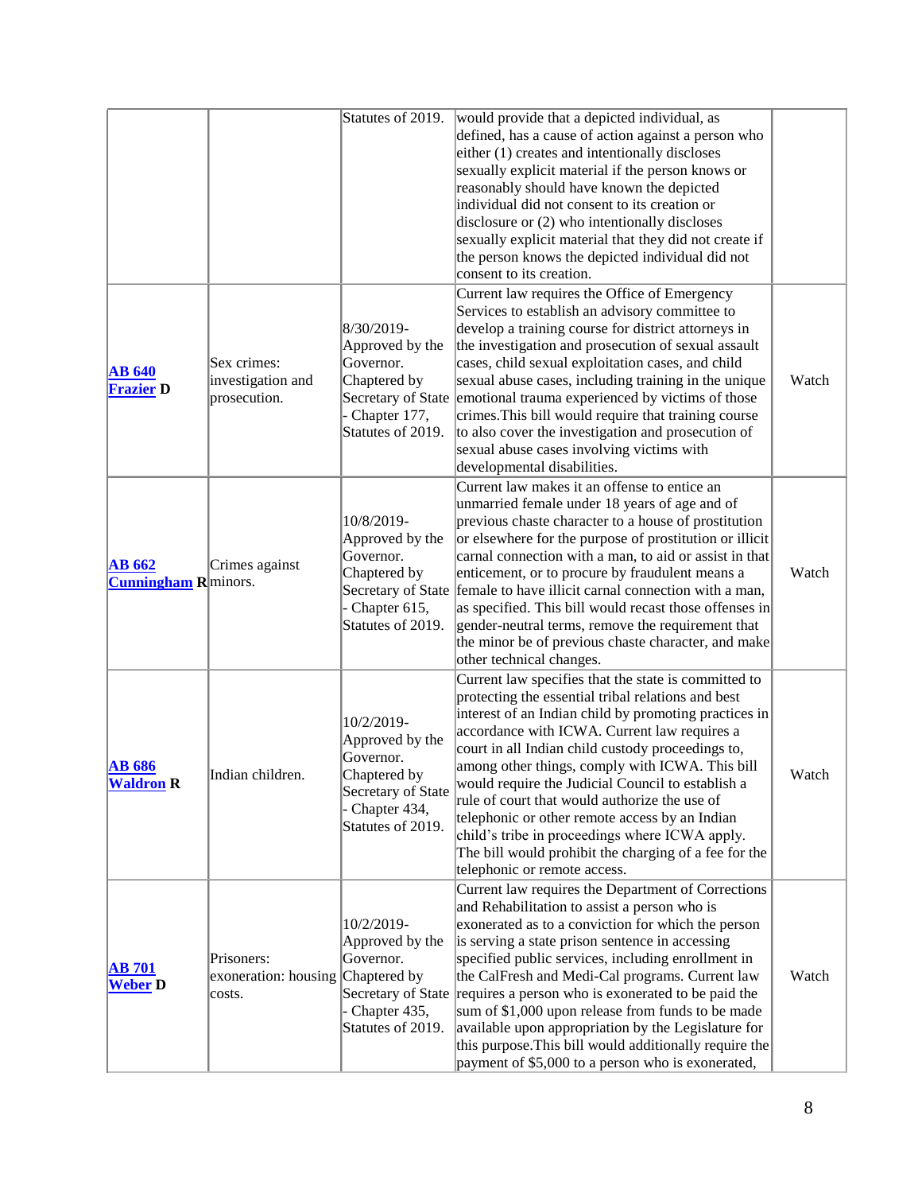| | | | | |
|---|---|---|---|---|
| | | Statutes of 2019. | would provide that a depicted individual, as defined, has a cause of action against a person who either (1) creates and intentionally discloses sexually explicit material if the person knows or reasonably should have known the depicted individual did not consent to its creation or disclosure or (2) who intentionally discloses sexually explicit material that they did not create if the person knows the depicted individual did not consent to its creation. | |
| **AB 640 Frazier D** | Sex crimes: investigation and prosecution. | 8/30/2019-Approved by the Governor. Chaptered by Secretary of State - Chapter 177, Statutes of 2019. | Current law requires the Office of Emergency Services to establish an advisory committee to develop a training course for district attorneys in the investigation and prosecution of sexual assault cases, child sexual exploitation cases, and child sexual abuse cases, including training in the unique emotional trauma experienced by victims of those crimes.This bill would require that training course to also cover the investigation and prosecution of sexual abuse cases involving victims with developmental disabilities. | Watch |
| **AB 662 Cunningham R** | Crimes against minors. | 10/8/2019-Approved by the Governor. Chaptered by Secretary of State - Chapter 615, Statutes of 2019. | Current law makes it an offense to entice an unmarried female under 18 years of age and of previous chaste character to a house of prostitution or elsewhere for the purpose of prostitution or illicit carnal connection with a man, to aid or assist in that enticement, or to procure by fraudulent means a female to have illicit carnal connection with a man, as specified. This bill would recast those offenses in gender-neutral terms, remove the requirement that the minor be of previous chaste character, and make other technical changes. | Watch |
| **AB 686 Waldron R** | Indian children. | 10/2/2019-Approved by the Governor. Chaptered by Secretary of State - Chapter 434, Statutes of 2019. | Current law specifies that the state is committed to protecting the essential tribal relations and best interest of an Indian child by promoting practices in accordance with ICWA. Current law requires a court in all Indian child custody proceedings to, among other things, comply with ICWA. This bill would require the Judicial Council to establish a rule of court that would authorize the use of telephonic or other remote access by an Indian child's tribe in proceedings where ICWA apply. The bill would prohibit the charging of a fee for the telephonic or remote access. | Watch |
| **AB 701 Weber D** | Prisoners: exoneration: housing costs. | 10/2/2019-Approved by the Governor. Chaptered by Secretary of State - Chapter 435, Statutes of 2019. | Current law requires the Department of Corrections and Rehabilitation to assist a person who is exonerated as to a conviction for which the person is serving a state prison sentence in accessing specified public services, including enrollment in the CalFresh and Medi-Cal programs. Current law requires a person who is exonerated to be paid the sum of $1,000 upon release from funds to be made available upon appropriation by the Legislature for this purpose.This bill would additionally require the payment of $5,000 to a person who is exonerated, | Watch |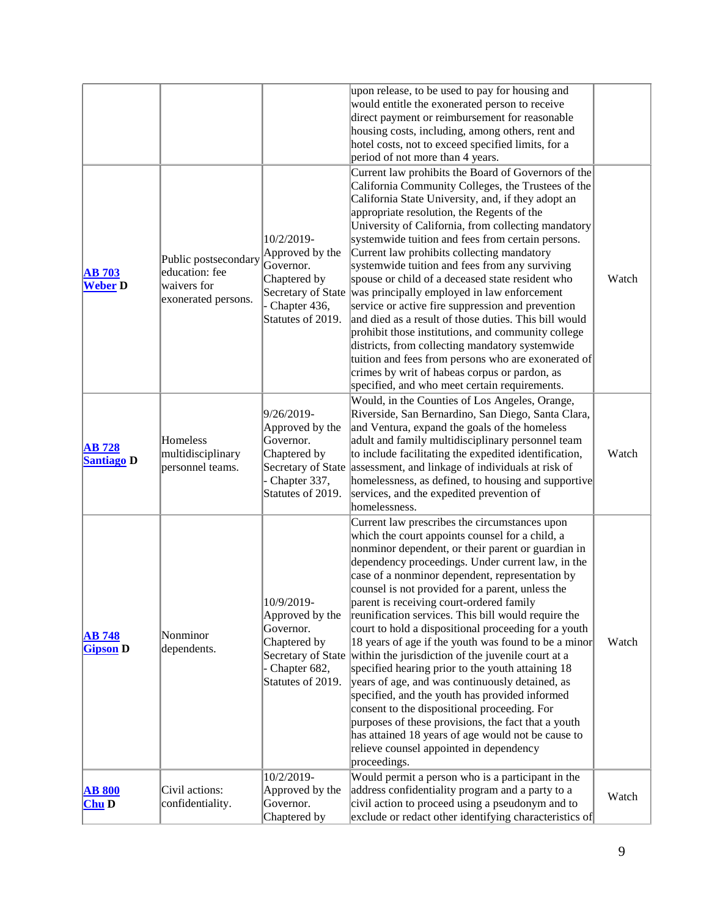| | | | | |
|---|---|---|---|---|
| | | | upon release, to be used to pay for housing and would entitle the exonerated person to receive direct payment or reimbursement for reasonable housing costs, including, among others, rent and hotel costs, not to exceed specified limits, for a period of not more than 4 years. | |
| **AB 703 Weber D** | Public postsecondary education: fee waivers for exonerated persons. | 10/2/2019- Approved by the Governor. Chaptered by Secretary of State - Chapter 436, Statutes of 2019. | Current law prohibits the Board of Governors of the California Community Colleges, the Trustees of the California State University, and, if they adopt an appropriate resolution, the Regents of the University of California, from collecting mandatory systemwide tuition and fees from certain persons. Current law prohibits collecting mandatory systemwide tuition and fees from any surviving spouse or child of a deceased state resident who was principally employed in law enforcement service or active fire suppression and prevention and died as a result of those duties. This bill would prohibit those institutions, and community college districts, from collecting mandatory systemwide tuition and fees from persons who are exonerated of crimes by writ of habeas corpus or pardon, as specified, and who meet certain requirements. | Watch |
| **AB 728 Santiago D** | Homeless multidisciplinary personnel teams. | 9/26/2019- Approved by the Governor. Chaptered by Secretary of State - Chapter 337, Statutes of 2019. | Would, in the Counties of Los Angeles, Orange, Riverside, San Bernardino, San Diego, Santa Clara, and Ventura, expand the goals of the homeless adult and family multidisciplinary personnel team to include facilitating the expedited identification, assessment, and linkage of individuals at risk of homelessness, as defined, to housing and supportive services, and the expedited prevention of homelessness. | Watch |
| **AB 748 Gipson D** | Nonminor dependents. | 10/9/2019- Approved by the Governor. Chaptered by Secretary of State - Chapter 682, Statutes of 2019. | Current law prescribes the circumstances upon which the court appoints counsel for a child, a nonminor dependent, or their parent or guardian in dependency proceedings. Under current law, in the case of a nonminor dependent, representation by counsel is not provided for a parent, unless the parent is receiving court-ordered family reunification services. This bill would require the court to hold a dispositional proceeding for a youth 18 years of age if the youth was found to be a minor within the jurisdiction of the juvenile court at a specified hearing prior to the youth attaining 18 years of age, and was continuously detained, as specified, and the youth has provided informed consent to the dispositional proceeding. For purposes of these provisions, the fact that a youth has attained 18 years of age would not be cause to relieve counsel appointed in dependency proceedings. | Watch |
| **AB 800 Chu D** | Civil actions: confidentiality. | 10/2/2019- Approved by the Governor. Chaptered by | Would permit a person who is a participant in the address confidentiality program and a party to a civil action to proceed using a pseudonym and to exclude or redact other identifying characteristics of | Watch |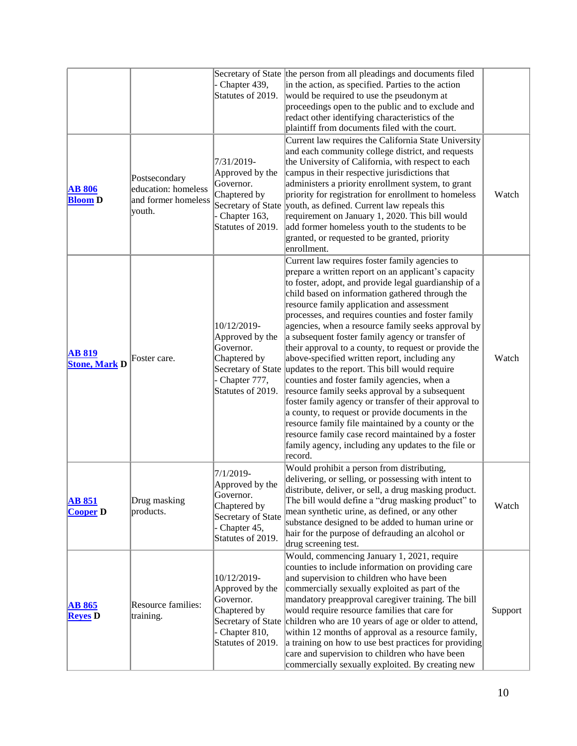| | | | | |
|---|---|---|---|---|
| | | Secretary of State - Chapter 439, Statutes of 2019. | the person from all pleadings and documents filed in the action, as specified. Parties to the action would be required to use the pseudonym at proceedings open to the public and to exclude and redact other identifying characteristics of the plaintiff from documents filed with the court. | |
| **AB 806** **Bloom D** | Postsecondary education: homeless and former homeless youth. | 7/31/2019- Approved by the Governor. Chaptered by Secretary of State - Chapter 163, Statutes of 2019. | Current law requires the California State University and each community college district, and requests the University of California, with respect to each campus in their respective jurisdictions that administers a priority enrollment system, to grant priority for registration for enrollment to homeless youth, as defined. Current law repeals this requirement on January 1, 2020. This bill would add former homeless youth to the students to be granted, or requested to be granted, priority enrollment. | Watch |
| **AB 819** **Stone, Mark D** | Foster care. | 10/12/2019- Approved by the Governor. Chaptered by Secretary of State - Chapter 777, Statutes of 2019. | Current law requires foster family agencies to prepare a written report on an applicant's capacity to foster, adopt, and provide legal guardianship of a child based on information gathered through the resource family application and assessment processes, and requires counties and foster family agencies, when a resource family seeks approval by a subsequent foster family agency or transfer of their approval to a county, to request or provide the above-specified written report, including any updates to the report. This bill would require counties and foster family agencies, when a resource family seeks approval by a subsequent foster family agency or transfer of their approval to a county, to request or provide documents in the resource family file maintained by a county or the resource family case record maintained by a foster family agency, including any updates to the file or record. | Watch |
| **AB 851** **Cooper D** | Drug masking products. | 7/1/2019- Approved by the Governor. Chaptered by Secretary of State - Chapter 45, Statutes of 2019. | Would prohibit a person from distributing, delivering, or selling, or possessing with intent to distribute, deliver, or sell, a drug masking product. The bill would define a "drug masking product" to mean synthetic urine, as defined, or any other substance designed to be added to human urine or hair for the purpose of defrauding an alcohol or drug screening test. | Watch |
| **AB 865** **Reyes D** | Resource families: training. | 10/12/2019- Approved by the Governor. Chaptered by Secretary of State - Chapter 810, Statutes of 2019. | Would, commencing January 1, 2021, require counties to include information on providing care and supervision to children who have been commercially sexually exploited as part of the mandatory preapproval caregiver training. The bill would require resource families that care for children who are 10 years of age or older to attend, within 12 months of approval as a resource family, a training on how to use best practices for providing care and supervision to children who have been commercially sexually exploited. By creating new | Support |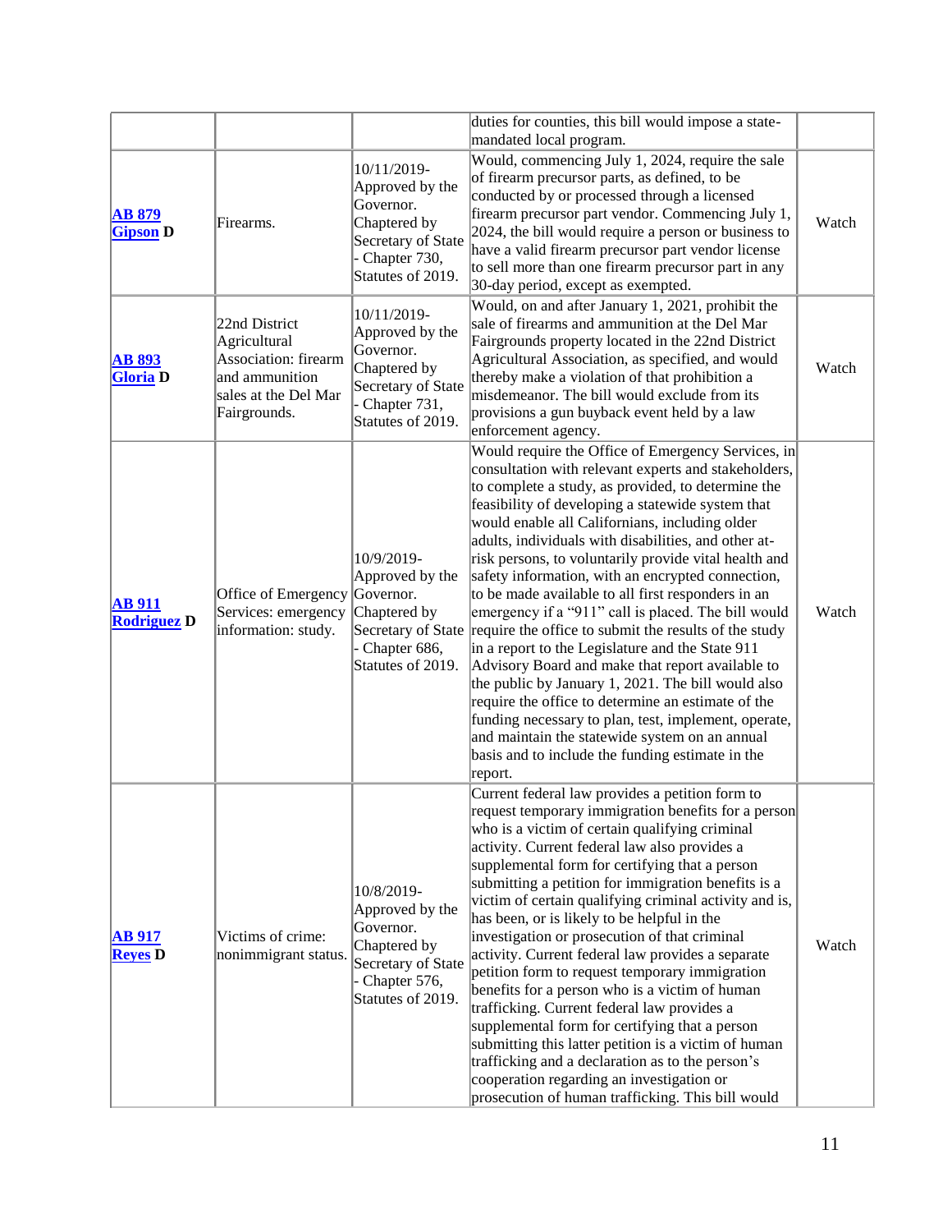| | | | | |
|---|---|---|---|---|
| | | | duties for counties, this bill would impose a state-mandated local program. | |
| **AB 879 Gipson D** | Firearms. | 10/11/2019-Approved by the Governor. Chaptered by Secretary of State - Chapter 730, Statutes of 2019. | Would, commencing July 1, 2024, require the sale of firearm precursor parts, as defined, to be conducted by or processed through a licensed firearm precursor part vendor. Commencing July 1, 2024, the bill would require a person or business to have a valid firearm precursor part vendor license to sell more than one firearm precursor part in any 30-day period, except as exempted. | Watch |
| **AB 893 Gloria D** | 22nd District Agricultural Association: firearm and ammunition sales at the Del Mar Fairgrounds. | 10/11/2019-Approved by the Governor. Chaptered by Secretary of State - Chapter 731, Statutes of 2019. | Would, on and after January 1, 2021, prohibit the sale of firearms and ammunition at the Del Mar Fairgrounds property located in the 22nd District Agricultural Association, as specified, and would thereby make a violation of that prohibition a misdemeanor. The bill would exclude from its provisions a gun buyback event held by a law enforcement agency. | Watch |
| **AB 911 Rodriguez D** | Office of Emergency Services: emergency information: study. | 10/9/2019-Approved by the Governor. Chaptered by Secretary of State - Chapter 686, Statutes of 2019. | Would require the Office of Emergency Services, in consultation with relevant experts and stakeholders, to complete a study, as provided, to determine the feasibility of developing a statewide system that would enable all Californians, including older adults, individuals with disabilities, and other at-risk persons, to voluntarily provide vital health and safety information, with an encrypted connection, to be made available to all first responders in an emergency if a "911" call is placed. The bill would require the office to submit the results of the study in a report to the Legislature and the State 911 Advisory Board and make that report available to the public by January 1, 2021. The bill would also require the office to determine an estimate of the funding necessary to plan, test, implement, operate, and maintain the statewide system on an annual basis and to include the funding estimate in the report. | Watch |
| **AB 917 Reyes D** | Victims of crime: nonimmigrant status. | 10/8/2019-Approved by the Governor. Chaptered by Secretary of State - Chapter 576, Statutes of 2019. | Current federal law provides a petition form to request temporary immigration benefits for a person who is a victim of certain qualifying criminal activity. Current federal law also provides a supplemental form for certifying that a person submitting a petition for immigration benefits is a victim of certain qualifying criminal activity and is, has been, or is likely to be helpful in the investigation or prosecution of that criminal activity. Current federal law provides a separate petition form to request temporary immigration benefits for a person who is a victim of human trafficking. Current federal law provides a supplemental form for certifying that a person submitting this latter petition is a victim of human trafficking and a declaration as to the person's cooperation regarding an investigation or prosecution of human trafficking. This bill would | Watch |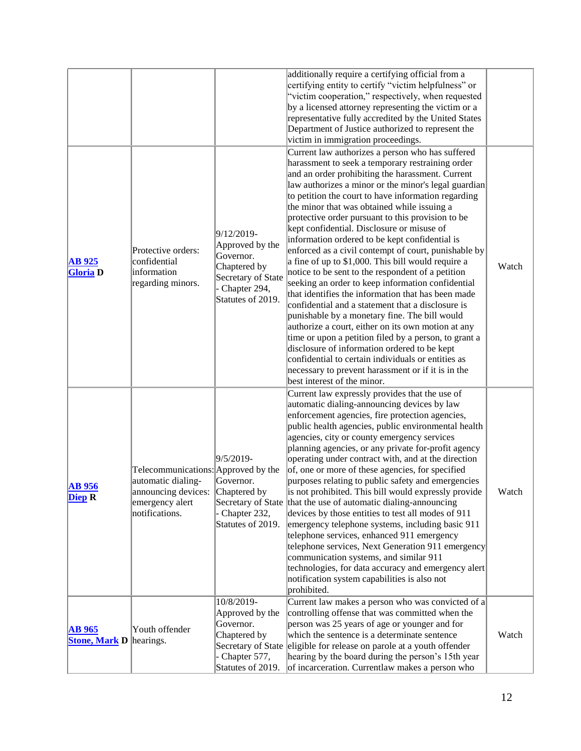| | | | | |
|---|---|---|---|---|
| | | | additionally require a certifying official from a certifying entity to certify "victim helpfulness" or "victim cooperation," respectively, when requested by a licensed attorney representing the victim or a representative fully accredited by the United States Department of Justice authorized to represent the victim in immigration proceedings. | |
| **AB 925 Gloria D** | Protective orders: confidential information regarding minors. | 9/12/2019- Approved by the Governor. Chaptered by Secretary of State - Chapter 294, Statutes of 2019. | Current law authorizes a person who has suffered harassment to seek a temporary restraining order and an order prohibiting the harassment. Current law authorizes a minor or the minor's legal guardian to petition the court to have information regarding the minor that was obtained while issuing a protective order pursuant to this provision to be kept confidential. Disclosure or misuse of information ordered to be kept confidential is enforced as a civil contempt of court, punishable by a fine of up to $1,000. This bill would require a notice to be sent to the respondent of a petition seeking an order to keep information confidential that identifies the information that has been made confidential and a statement that a disclosure is punishable by a monetary fine. The bill would authorize a court, either on its own motion at any time or upon a petition filed by a person, to grant a disclosure of information ordered to be kept confidential to certain individuals or entities as necessary to prevent harassment or if it is in the best interest of the minor. | Watch |
| **AB 956 Diep R** | Telecommunications: automatic dialing-announcing devices: emergency alert notifications. | 9/5/2019- Approved by the Governor. Chaptered by Secretary of State - Chapter 232, Statutes of 2019. | Current law expressly provides that the use of automatic dialing-announcing devices by law enforcement agencies, fire protection agencies, public health agencies, public environmental health agencies, city or county emergency services planning agencies, or any private for-profit agency operating under contract with, and at the direction of, one or more of these agencies, for specified purposes relating to public safety and emergencies is not prohibited. This bill would expressly provide that the use of automatic dialing-announcing devices by those entities to test all modes of 911 emergency telephone systems, including basic 911 telephone services, enhanced 911 emergency telephone services, Next Generation 911 emergency communication systems, and similar 911 technologies, for data accuracy and emergency alert notification system capabilities is also not prohibited. | Watch |
| **AB 965 Stone, Mark D** | Youth offender hearings. | 10/8/2019- Approved by the Governor. Chaptered by Secretary of State - Chapter 577, Statutes of 2019. | Current law makes a person who was convicted of a controlling offense that was committed when the person was 25 years of age or younger and for which the sentence is a determinate sentence eligible for release on parole at a youth offender hearing by the board during the person's 15th year of incarceration. Currentlaw makes a person who | Watch |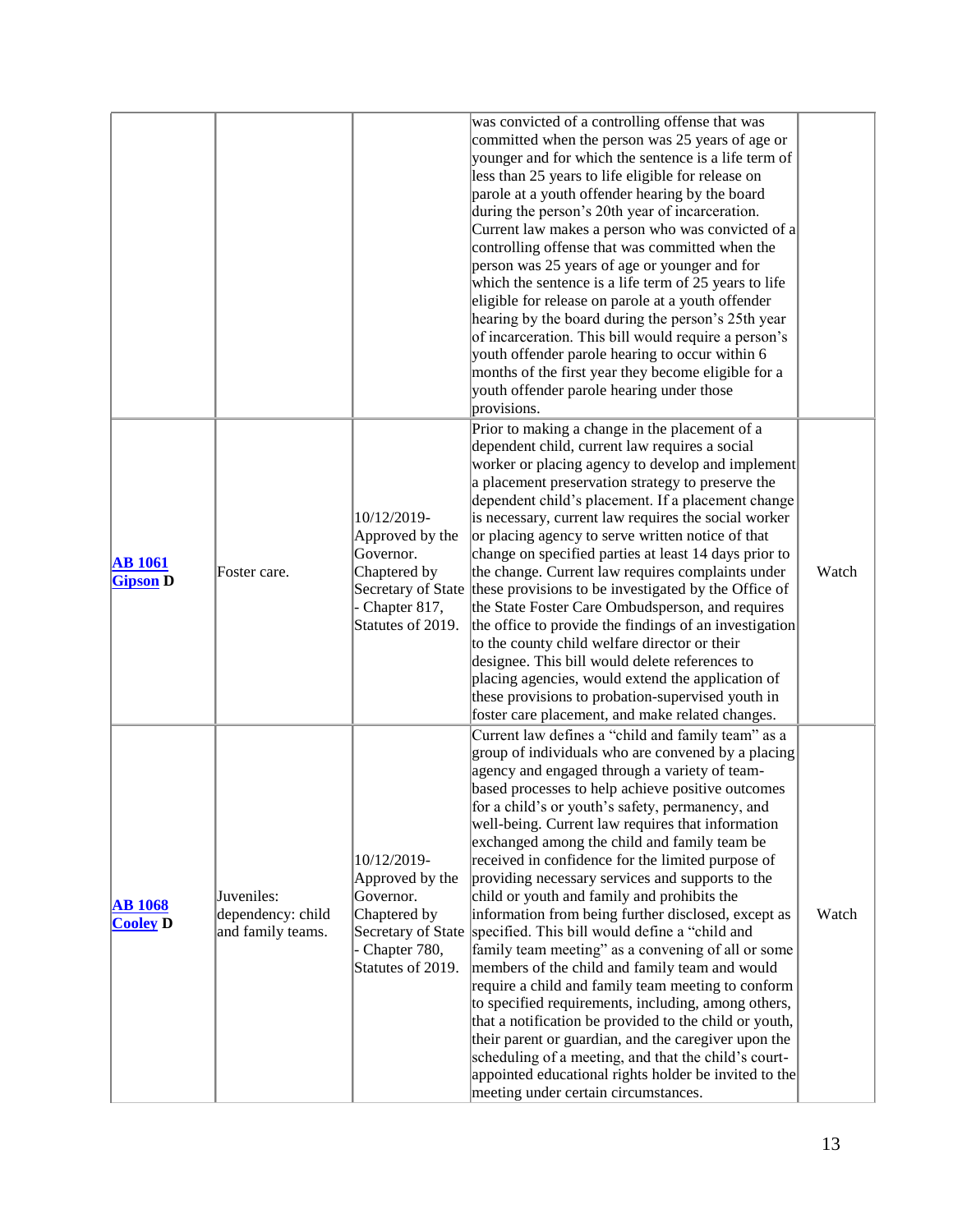| | | | | |
|---|---|---|---|---|
| | | | was convicted of a controlling offense that was committed when the person was 25 years of age or younger and for which the sentence is a life term of less than 25 years to life eligible for release on parole at a youth offender hearing by the board during the person's 20th year of incarceration. Current law makes a person who was convicted of a controlling offense that was committed when the person was 25 years of age or younger and for which the sentence is a life term of 25 years to life eligible for release on parole at a youth offender hearing by the board during the person's 25th year of incarceration. This bill would require a person's youth offender parole hearing to occur within 6 months of the first year they become eligible for a youth offender parole hearing under those provisions. | |
| **AB 1061 Gipson D** | Foster care. | 10/12/2019- Approved by the Governor. Chaptered by Secretary of State - Chapter 817, Statutes of 2019. | Prior to making a change in the placement of a dependent child, current law requires a social worker or placing agency to develop and implement a placement preservation strategy to preserve the dependent child's placement. If a placement change is necessary, current law requires the social worker or placing agency to serve written notice of that change on specified parties at least 14 days prior to the change. Current law requires complaints under these provisions to be investigated by the Office of the State Foster Care Ombudsperson, and requires the office to provide the findings of an investigation to the county child welfare director or their designee. This bill would delete references to placing agencies, would extend the application of these provisions to probation-supervised youth in foster care placement, and make related changes. | Watch |
| **AB 1068 Cooley D** | Juveniles: dependency: child and family teams. | 10/12/2019- Approved by the Governor. Chaptered by Secretary of State - Chapter 780, Statutes of 2019. | Current law defines a "child and family team" as a group of individuals who are convened by a placing agency and engaged through a variety of team-based processes to help achieve positive outcomes for a child's or youth's safety, permanency, and well-being. Current law requires that information exchanged among the child and family team be received in confidence for the limited purpose of providing necessary services and supports to the child or youth and family and prohibits the information from being further disclosed, except as specified. This bill would define a "child and family team meeting" as a convening of all or some members of the child and family team and would require a child and family team meeting to conform to specified requirements, including, among others, that a notification be provided to the child or youth, their parent or guardian, and the caregiver upon the scheduling of a meeting, and that the child's court-appointed educational rights holder be invited to the meeting under certain circumstances. | Watch |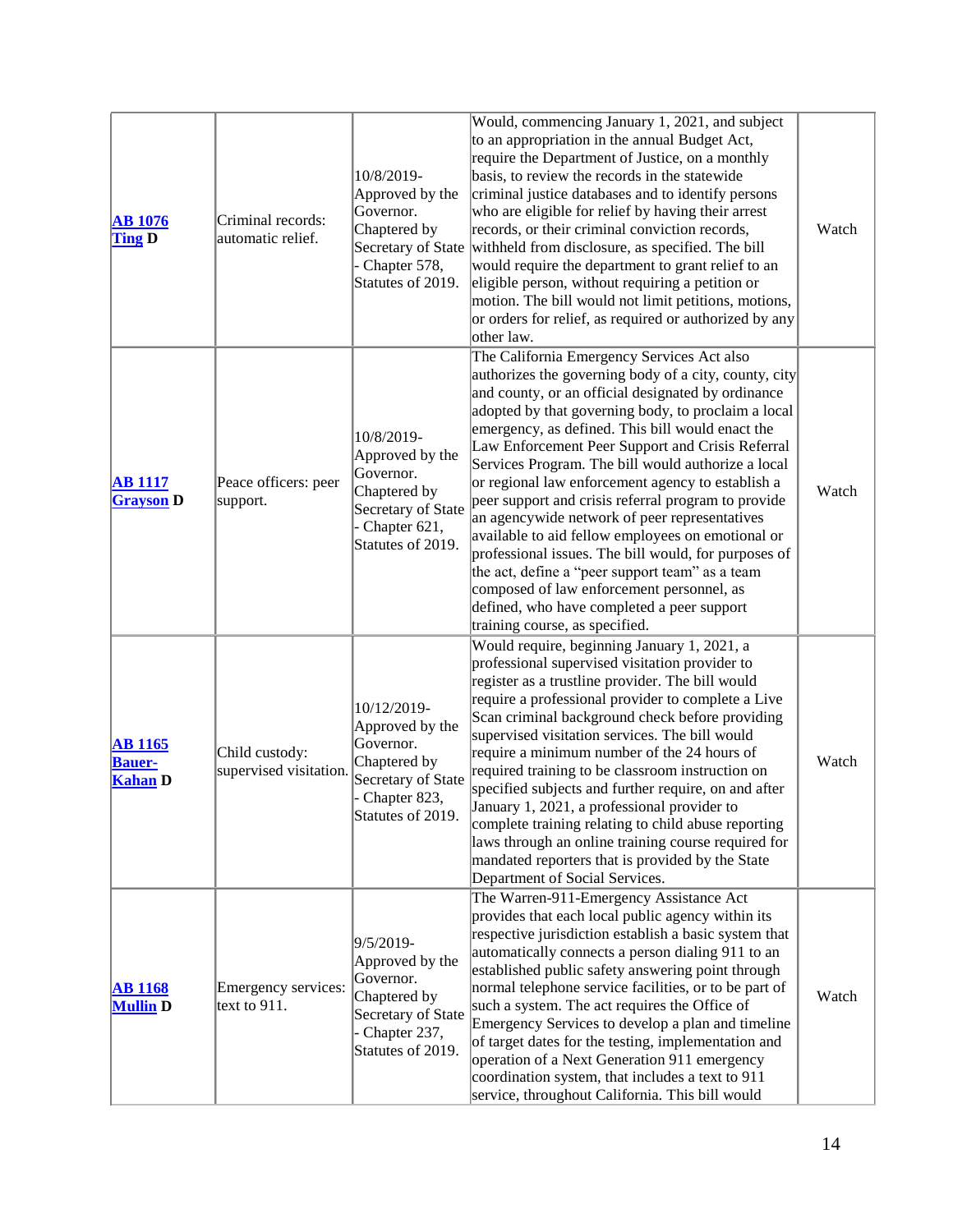| | | | | |
|---|---|---|---|---|
| **AB 1076 Ting D** | Criminal records: automatic relief. | 10/8/2019- Approved by the Governor. Chaptered by Secretary of State - Chapter 578, Statutes of 2019. | Would, commencing January 1, 2021, and subject to an appropriation in the annual Budget Act, require the Department of Justice, on a monthly basis, to review the records in the statewide criminal justice databases and to identify persons who are eligible for relief by having their arrest records, or their criminal conviction records, withheld from disclosure, as specified. The bill would require the department to grant relief to an eligible person, without requiring a petition or motion. The bill would not limit petitions, motions, or orders for relief, as required or authorized by any other law. | Watch |
| **AB 1117 Grayson D** | Peace officers: peer support. | 10/8/2019- Approved by the Governor. Chaptered by Secretary of State - Chapter 621, Statutes of 2019. | The California Emergency Services Act also authorizes the governing body of a city, county, city and county, or an official designated by ordinance adopted by that governing body, to proclaim a local emergency, as defined. This bill would enact the Law Enforcement Peer Support and Crisis Referral Services Program. The bill would authorize a local or regional law enforcement agency to establish a peer support and crisis referral program to provide an agencywide network of peer representatives available to aid fellow employees on emotional or professional issues. The bill would, for purposes of the act, define a "peer support team" as a team composed of law enforcement personnel, as defined, who have completed a peer support training course, as specified. | Watch |
| **AB 1165 Bauer-Kahan D** | Child custody: supervised visitation. | 10/12/2019- Approved by the Governor. Chaptered by Secretary of State - Chapter 823, Statutes of 2019. | Would require, beginning January 1, 2021, a professional supervised visitation provider to register as a trustline provider. The bill would require a professional provider to complete a Live Scan criminal background check before providing supervised visitation services. The bill would require a minimum number of the 24 hours of required training to be classroom instruction on specified subjects and further require, on and after January 1, 2021, a professional provider to complete training relating to child abuse reporting laws through an online training course required for mandated reporters that is provided by the State Department of Social Services. | Watch |
| **AB 1168 Mullin D** | Emergency services: text to 911. | 9/5/2019- Approved by the Governor. Chaptered by Secretary of State - Chapter 237, Statutes of 2019. | The Warren-911-Emergency Assistance Act provides that each local public agency within its respective jurisdiction establish a basic system that automatically connects a person dialing 911 to an established public safety answering point through normal telephone service facilities, or to be part of such a system. The act requires the Office of Emergency Services to develop a plan and timeline of target dates for the testing, implementation and operation of a Next Generation 911 emergency coordination system, that includes a text to 911 service, throughout California. This bill would | Watch |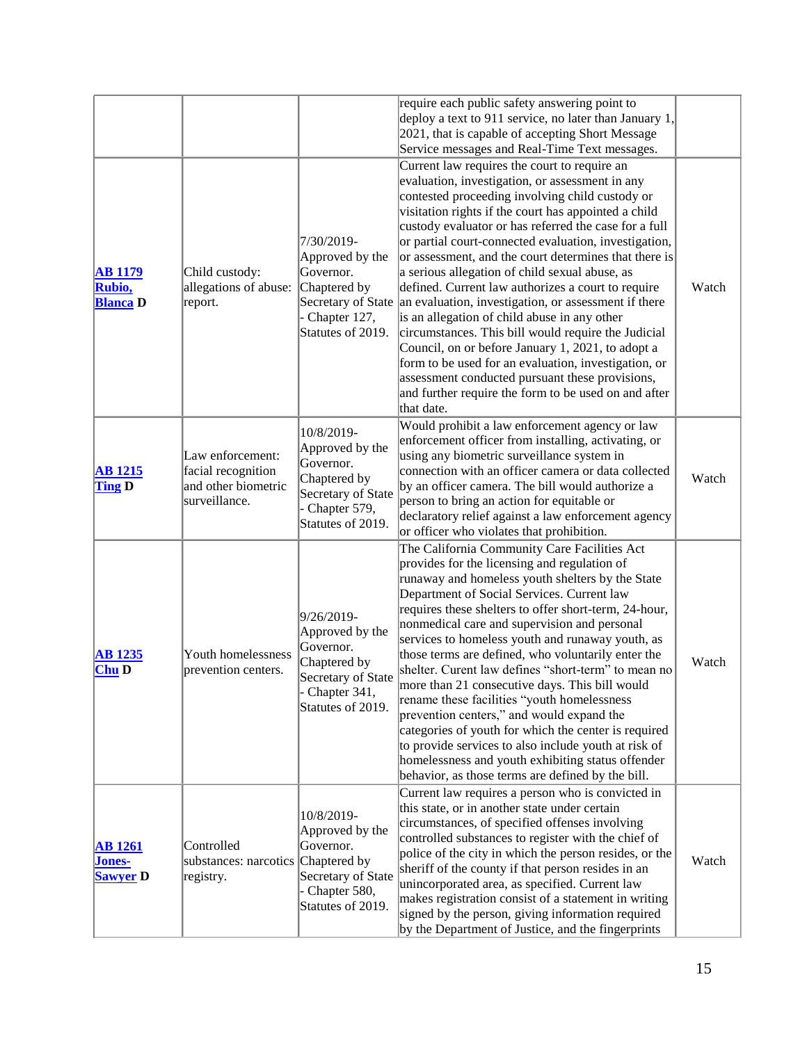| | | | | |
|---|---|---|---|---|
| | | | require each public safety answering point to deploy a text to 911 service, no later than January 1, 2021, that is capable of accepting Short Message Service messages and Real-Time Text messages. | |
| **AB 1179 Rubio, Blanca D** | Child custody: allegations of abuse: report. | 7/30/2019- Approved by the Governor. Chaptered by Secretary of State - Chapter 127, Statutes of 2019. | Current law requires the court to require an evaluation, investigation, or assessment in any contested proceeding involving child custody or visitation rights if the court has appointed a child custody evaluator or has referred the case for a full or partial court-connected evaluation, investigation, or assessment, and the court determines that there is a serious allegation of child sexual abuse, as defined. Current law authorizes a court to require an evaluation, investigation, or assessment if there is an allegation of child abuse in any other circumstances. This bill would require the Judicial Council, on or before January 1, 2021, to adopt a form to be used for an evaluation, investigation, or assessment conducted pursuant these provisions, and further require the form to be used on and after that date. | Watch |
| **AB 1215 Ting D** | Law enforcement: facial recognition and other biometric surveillance. | 10/8/2019- Approved by the Governor. Chaptered by Secretary of State - Chapter 579, Statutes of 2019. | Would prohibit a law enforcement agency or law enforcement officer from installing, activating, or using any biometric surveillance system in connection with an officer camera or data collected by an officer camera. The bill would authorize a person to bring an action for equitable or declaratory relief against a law enforcement agency or officer who violates that prohibition. | Watch |
| **AB 1235 Chu D** | Youth homelessness prevention centers. | 9/26/2019- Approved by the Governor. Chaptered by Secretary of State - Chapter 341, Statutes of 2019. | The California Community Care Facilities Act provides for the licensing and regulation of runaway and homeless youth shelters by the State Department of Social Services. Current law requires these shelters to offer short-term, 24-hour, nonmedical care and supervision and personal services to homeless youth and runaway youth, as those terms are defined, who voluntarily enter the shelter. Curent law defines "short-term" to mean no more than 21 consecutive days. This bill would rename these facilities "youth homelessness prevention centers," and would expand the categories of youth for which the center is required to provide services to also include youth at risk of homelessness and youth exhibiting status offender behavior, as those terms are defined by the bill. | Watch |
| **AB 1261 Jones-Sawyer D** | Controlled substances: narcotics registry. | 10/8/2019- Approved by the Governor. Chaptered by Secretary of State - Chapter 580, Statutes of 2019. | Current law requires a person who is convicted in this state, or in another state under certain circumstances, of specified offenses involving controlled substances to register with the chief of police of the city in which the person resides, or the sheriff of the county if that person resides in an unincorporated area, as specified. Current law makes registration consist of a statement in writing signed by the person, giving information required by the Department of Justice, and the fingerprints | Watch |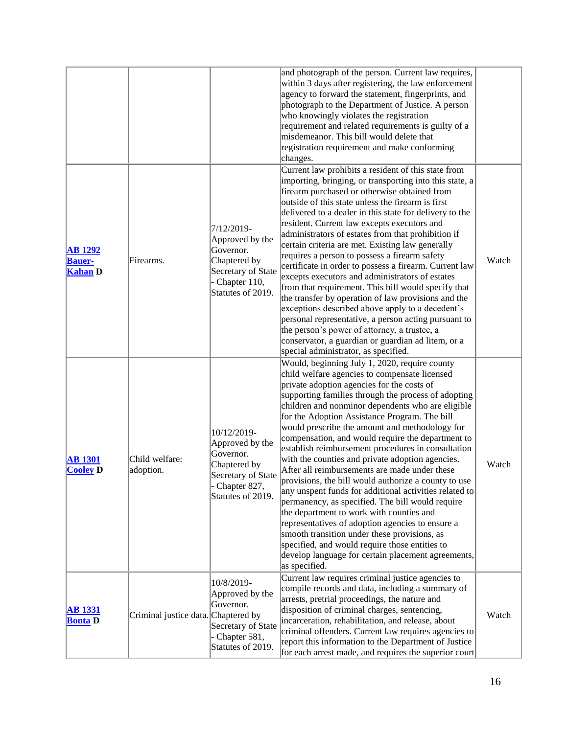| | | | | |
|---|---|---|---|---|
| | | | and photograph of the person. Current law requires, within 3 days after registering, the law enforcement agency to forward the statement, fingerprints, and photograph to the Department of Justice. A person who knowingly violates the registration requirement and related requirements is guilty of a misdemeanor. This bill would delete that registration requirement and make conforming changes. | |
| **AB 1292 Bauer-Kahan D** | Firearms. | 7/12/2019-Approved by the Governor. Chaptered by Secretary of State - Chapter 110, Statutes of 2019. | Current law prohibits a resident of this state from importing, bringing, or transporting into this state, a firearm purchased or otherwise obtained from outside of this state unless the firearm is first delivered to a dealer in this state for delivery to the resident. Current law excepts executors and administrators of estates from that prohibition if certain criteria are met. Existing law generally requires a person to possess a firearm safety certificate in order to possess a firearm. Current law excepts executors and administrators of estates from that requirement. This bill would specify that the transfer by operation of law provisions and the exceptions described above apply to a decedent's personal representative, a person acting pursuant to the person's power of attorney, a trustee, a conservator, a guardian or guardian ad litem, or a special administrator, as specified. | Watch |
| **AB 1301 Cooley D** | Child welfare: adoption. | 10/12/2019-Approved by the Governor. Chaptered by Secretary of State - Chapter 827, Statutes of 2019. | Would, beginning July 1, 2020, require county child welfare agencies to compensate licensed private adoption agencies for the costs of supporting families through the process of adopting children and nonminor dependents who are eligible for the Adoption Assistance Program. The bill would prescribe the amount and methodology for compensation, and would require the department to establish reimbursement procedures in consultation with the counties and private adoption agencies. After all reimbursements are made under these provisions, the bill would authorize a county to use any unspent funds for additional activities related to permanency, as specified. The bill would require the department to work with counties and representatives of adoption agencies to ensure a smooth transition under these provisions, as specified, and would require those entities to develop language for certain placement agreements, as specified. | Watch |
| **AB 1331 Bonta D** | Criminal justice data. | 10/8/2019-Approved by the Governor. Chaptered by Secretary of State - Chapter 581, Statutes of 2019. | Current law requires criminal justice agencies to compile records and data, including a summary of arrests, pretrial proceedings, the nature and disposition of criminal charges, sentencing, incarceration, rehabilitation, and release, about criminal offenders. Current law requires agencies to report this information to the Department of Justice for each arrest made, and requires the superior court | Watch |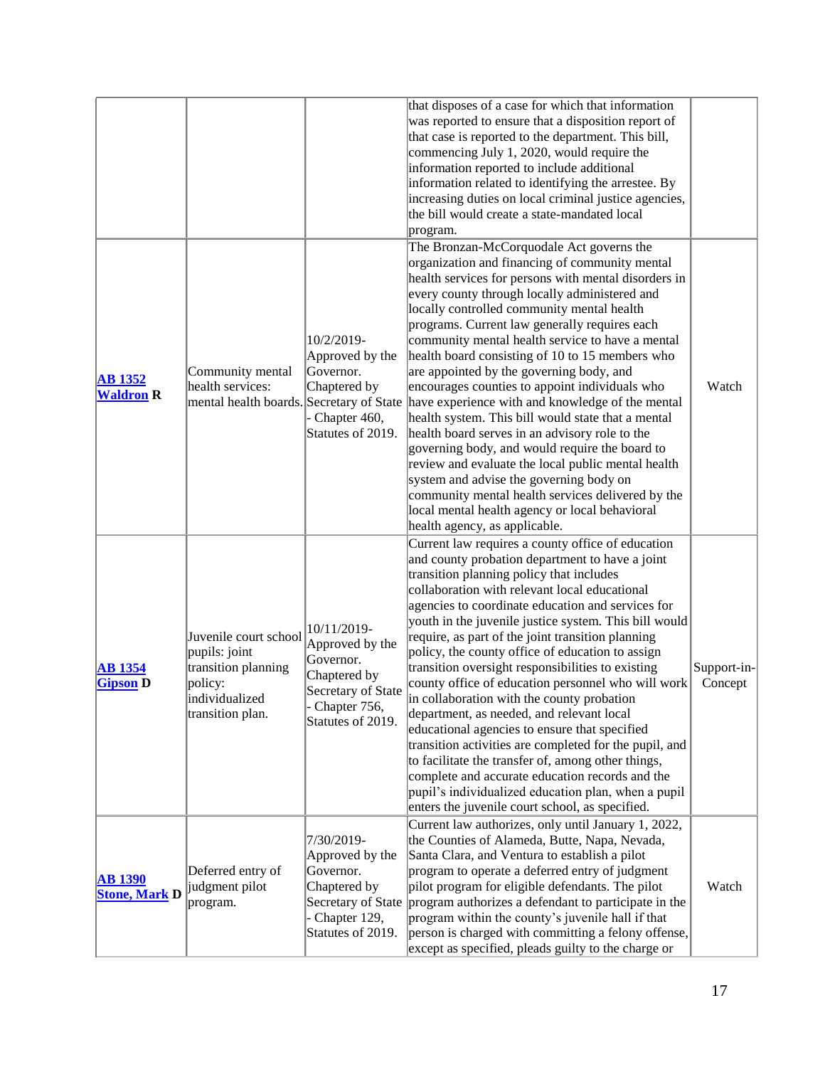| | | | | |
|---|---|---|---|---|
| | | | that disposes of a case for which that information was reported to ensure that a disposition report of that case is reported to the department. This bill, commencing July 1, 2020, would require the information reported to include additional information related to identifying the arrestee. By increasing duties on local criminal justice agencies, the bill would create a state-mandated local program. | |
| **AB 1352 Waldron R** | Community mental health services: mental health boards. | 10/2/2019- Approved by the Governor. Chaptered by Secretary of State - Chapter 460, Statutes of 2019. | The Bronzan-McCorquodale Act governs the organization and financing of community mental health services for persons with mental disorders in every county through locally administered and locally controlled community mental health programs. Current law generally requires each community mental health service to have a mental health board consisting of 10 to 15 members who are appointed by the governing body, and encourages counties to appoint individuals who have experience with and knowledge of the mental health system. This bill would state that a mental health board serves in an advisory role to the governing body, and would require the board to review and evaluate the local public mental health system and advise the governing body on community mental health services delivered by the local mental health agency or local behavioral health agency, as applicable. | Watch |
| **AB 1354 Gipson D** | Juvenile court school pupils: joint transition planning policy: individualized transition plan. | 10/11/2019- Approved by the Governor. Chaptered by Secretary of State - Chapter 756, Statutes of 2019. | Current law requires a county office of education and county probation department to have a joint transition planning policy that includes collaboration with relevant local educational agencies to coordinate education and services for youth in the juvenile justice system. This bill would require, as part of the joint transition planning policy, the county office of education to assign transition oversight responsibilities to existing county office of education personnel who will work in collaboration with the county probation department, as needed, and relevant local educational agencies to ensure that specified transition activities are completed for the pupil, and to facilitate the transfer of, among other things, complete and accurate education records and the pupil's individualized education plan, when a pupil enters the juvenile court school, as specified. | Support-in-Concept |
| **AB 1390 Stone, Mark D** | Deferred entry of judgment pilot program. | 7/30/2019- Approved by the Governor. Chaptered by Secretary of State - Chapter 129, Statutes of 2019. | Current law authorizes, only until January 1, 2022, the Counties of Alameda, Butte, Napa, Nevada, Santa Clara, and Ventura to establish a pilot program to operate a deferred entry of judgment pilot program for eligible defendants. The pilot program authorizes a defendant to participate in the program within the county's juvenile hall if that person is charged with committing a felony offense, except as specified, pleads guilty to the charge or | Watch |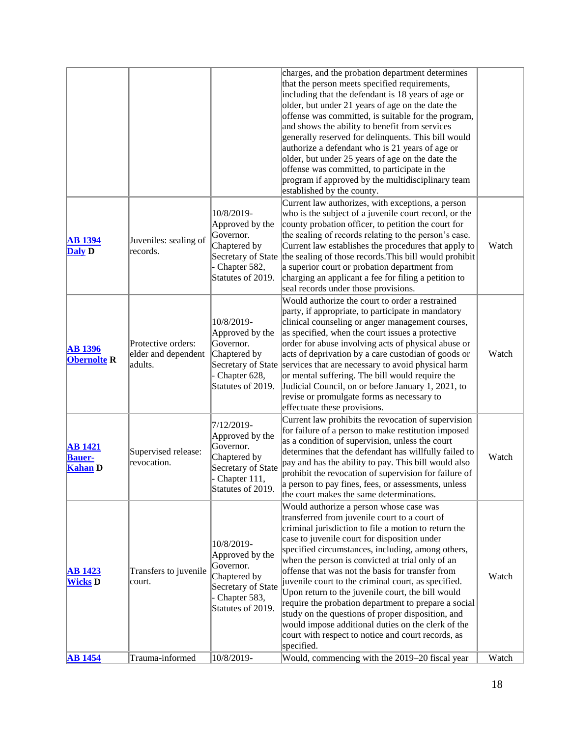| | | | | |
|---|---|---|---|---|
| | | | charges, and the probation department determines that the person meets specified requirements, including that the defendant is 18 years of age or older, but under 21 years of age on the date the offense was committed, is suitable for the program, and shows the ability to benefit from services generally reserved for delinquents. This bill would authorize a defendant who is 21 years of age or older, but under 25 years of age on the date the offense was committed, to participate in the program if approved by the multidisciplinary team established by the county. | |
| **AB 1394 Daly D** | Juveniles: sealing of records. | 10/8/2019-Approved by the Governor. Chaptered by Secretary of State - Chapter 582, Statutes of 2019. | Current law authorizes, with exceptions, a person who is the subject of a juvenile court record, or the county probation officer, to petition the court for the sealing of records relating to the person's case. Current law establishes the procedures that apply to the sealing of those records.This bill would prohibit a superior court or probation department from charging an applicant a fee for filing a petition to seal records under those provisions. | Watch |
| **AB 1396 Obernolte R** | Protective orders: elder and dependent adults. | 10/8/2019-Approved by the Governor. Chaptered by Secretary of State - Chapter 628, Statutes of 2019. | Would authorize the court to order a restrained party, if appropriate, to participate in mandatory clinical counseling or anger management courses, as specified, when the court issues a protective order for abuse involving acts of physical abuse or acts of deprivation by a care custodian of goods or services that are necessary to avoid physical harm or mental suffering. The bill would require the Judicial Council, on or before January 1, 2021, to revise or promulgate forms as necessary to effectuate these provisions. | Watch |
| **AB 1421 Bauer-Kahan D** | Supervised release: revocation. | 7/12/2019-Approved by the Governor. Chaptered by Secretary of State - Chapter 111, Statutes of 2019. | Current law prohibits the revocation of supervision for failure of a person to make restitution imposed as a condition of supervision, unless the court determines that the defendant has willfully failed to pay and has the ability to pay. This bill would also prohibit the revocation of supervision for failure of a person to pay fines, fees, or assessments, unless the court makes the same determinations. | Watch |
| **AB 1423 Wicks D** | Transfers to juvenile court. | 10/8/2019-Approved by the Governor. Chaptered by Secretary of State - Chapter 583, Statutes of 2019. | Would authorize a person whose case was transferred from juvenile court to a court of criminal jurisdiction to file a motion to return the case to juvenile court for disposition under specified circumstances, including, among others, when the person is convicted at trial only of an offense that was not the basis for transfer from juvenile court to the criminal court, as specified. Upon return to the juvenile court, the bill would require the probation department to prepare a social study on the questions of proper disposition, and would impose additional duties on the clerk of the court with respect to notice and court records, as specified. | Watch |
| **AB 1454** | Trauma-informed | 10/8/2019- | Would, commencing with the 2019–20 fiscal year | Watch |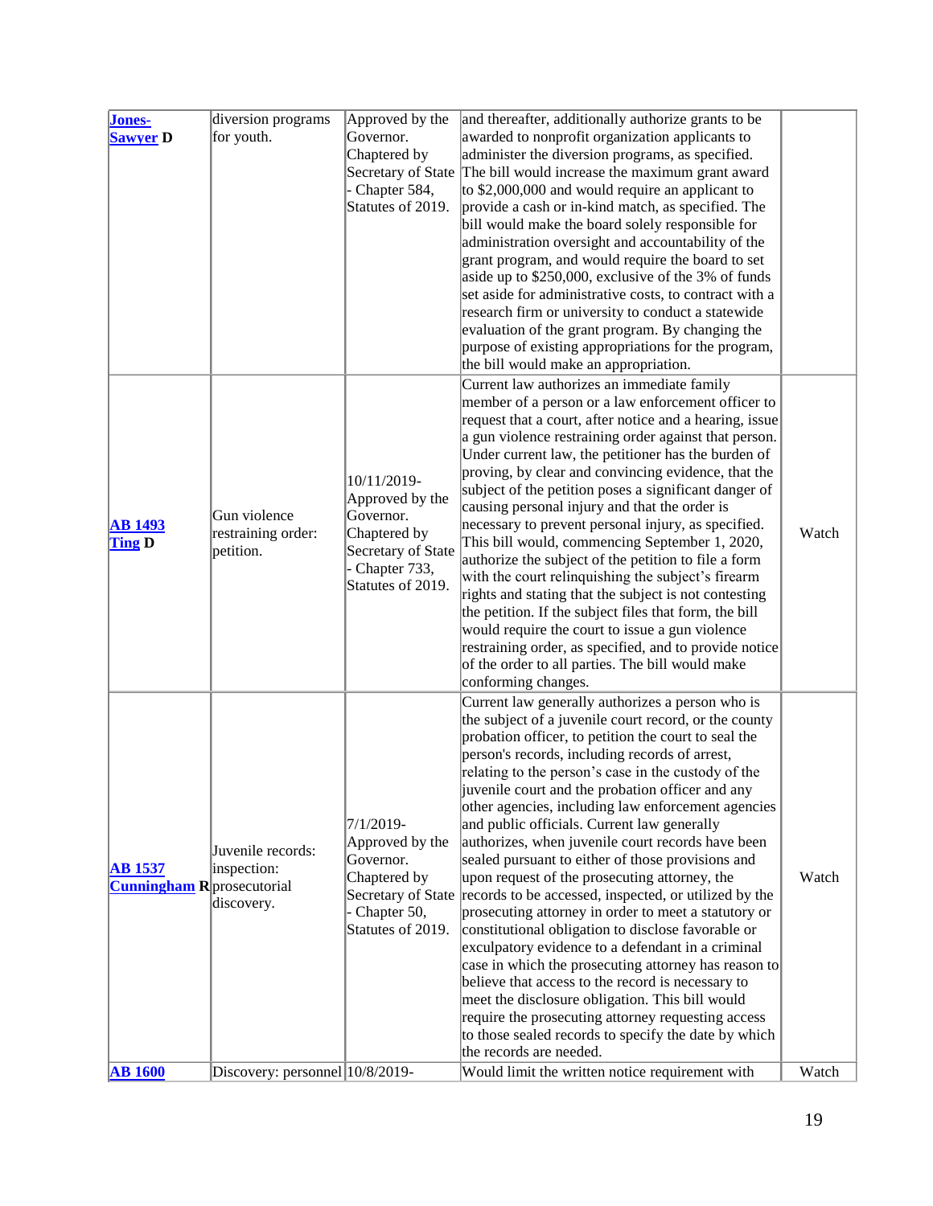| | | | | |
|---|---|---|---|---|
| Jones-Sawyer D | diversion programs for youth. | Approved by the Governor. Chaptered by Secretary of State - Chapter 584, Statutes of 2019. | and thereafter, additionally authorize grants to be awarded to nonprofit organization applicants to administer the diversion programs, as specified. The bill would increase the maximum grant award to $2,000,000 and would require an applicant to provide a cash or in-kind match, as specified. The bill would make the board solely responsible for administration oversight and accountability of the grant program, and would require the board to set aside up to $250,000, exclusive of the 3% of funds set aside for administrative costs, to contract with a research firm or university to conduct a statewide evaluation of the grant program. By changing the purpose of existing appropriations for the program, the bill would make an appropriation. | |
| AB 1493 Ting D | Gun violence restraining order: petition. | 10/11/2019- Approved by the Governor. Chaptered by Secretary of State - Chapter 733, Statutes of 2019. | Current law authorizes an immediate family member of a person or a law enforcement officer to request that a court, after notice and a hearing, issue a gun violence restraining order against that person. Under current law, the petitioner has the burden of proving, by clear and convincing evidence, that the subject of the petition poses a significant danger of causing personal injury and that the order is necessary to prevent personal injury, as specified. This bill would, commencing September 1, 2020, authorize the subject of the petition to file a form with the court relinquishing the subject's firearm rights and stating that the subject is not contesting the petition. If the subject files that form, the bill would require the court to issue a gun violence restraining order, as specified, and to provide notice of the order to all parties. The bill would make conforming changes. | Watch |
| AB 1537 Cunningham R | Juvenile records: inspection: prosecutorial discovery. | 7/1/2019- Approved by the Governor. Chaptered by Secretary of State - Chapter 50, Statutes of 2019. | Current law generally authorizes a person who is the subject of a juvenile court record, or the county probation officer, to petition the court to seal the person's records, including records of arrest, relating to the person's case in the custody of the juvenile court and the probation officer and any other agencies, including law enforcement agencies and public officials. Current law generally authorizes, when juvenile court records have been sealed pursuant to either of those provisions and upon request of the prosecuting attorney, the records to be accessed, inspected, or utilized by the prosecuting attorney in order to meet a statutory or constitutional obligation to disclose favorable or exculpatory evidence to a defendant in a criminal case in which the prosecuting attorney has reason to believe that access to the record is necessary to meet the disclosure obligation. This bill would require the prosecuting attorney requesting access to those sealed records to specify the date by which the records are needed. | Watch |
| AB 1600 | Discovery: personnel | 10/8/2019- | Would limit the written notice requirement with | Watch |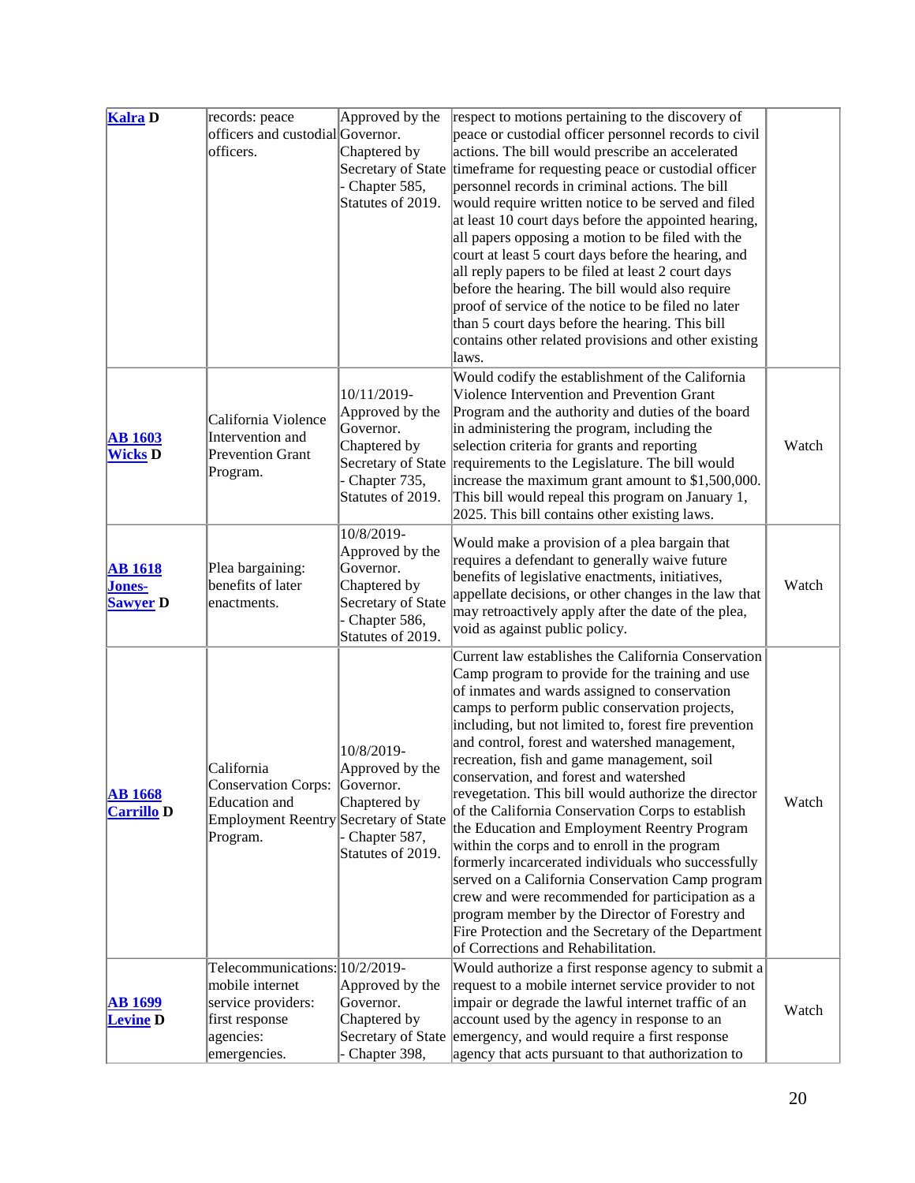| | | | | |
|---|---|---|---|---|
| **Kalra D** | records: peace officers and custodial officers. | Approved by the Governor. Chaptered by Secretary of State - Chapter 585, Statutes of 2019. | respect to motions pertaining to the discovery of peace or custodial officer personnel records to civil actions. The bill would prescribe an accelerated timeframe for requesting peace or custodial officer personnel records in criminal actions. The bill would require written notice to be served and filed at least 10 court days before the appointed hearing, all papers opposing a motion to be filed with the court at least 5 court days before the hearing, and all reply papers to be filed at least 2 court days before the hearing. The bill would also require proof of service of the notice to be filed no later than 5 court days before the hearing. This bill contains other related provisions and other existing laws. | |
| **AB 1603 Wicks D** | California Violence Intervention and Prevention Grant Program. | 10/11/2019- Approved by the Governor. Chaptered by Secretary of State - Chapter 735, Statutes of 2019. | Would codify the establishment of the California Violence Intervention and Prevention Grant Program and the authority and duties of the board in administering the program, including the selection criteria for grants and reporting requirements to the Legislature. The bill would increase the maximum grant amount to $1,500,000. This bill would repeal this program on January 1, 2025. This bill contains other existing laws. | Watch |
| **AB 1618 Jones-Sawyer D** | Plea bargaining: benefits of later enactments. | 10/8/2019- Approved by the Governor. Chaptered by Secretary of State - Chapter 586, Statutes of 2019. | Would make a provision of a plea bargain that requires a defendant to generally waive future benefits of legislative enactments, initiatives, appellate decisions, or other changes in the law that may retroactively apply after the date of the plea, void as against public policy. | Watch |
| **AB 1668 Carrillo D** | California Conservation Corps: Education and Employment Reentry Program. | 10/8/2019- Approved by the Governor. Chaptered by Secretary of State - Chapter 587, Statutes of 2019. | Current law establishes the California Conservation Camp program to provide for the training and use of inmates and wards assigned to conservation camps to perform public conservation projects, including, but not limited to, forest fire prevention and control, forest and watershed management, recreation, fish and game management, soil conservation, and forest and watershed revegetation. This bill would authorize the director of the California Conservation Corps to establish the Education and Employment Reentry Program within the corps and to enroll in the program formerly incarcerated individuals who successfully served on a California Conservation Camp program crew and were recommended for participation as a program member by the Director of Forestry and Fire Protection and the Secretary of the Department of Corrections and Rehabilitation. | Watch |
| **AB 1699 Levine D** | Telecommunications: mobile internet service providers: first response agencies: emergencies. | 10/2/2019- Approved by the Governor. Chaptered by Secretary of State - Chapter 398, | Would authorize a first response agency to submit a request to a mobile internet service provider to not impair or degrade the lawful internet traffic of an account used by the agency in response to an emergency, and would require a first response agency that acts pursuant to that authorization to | Watch |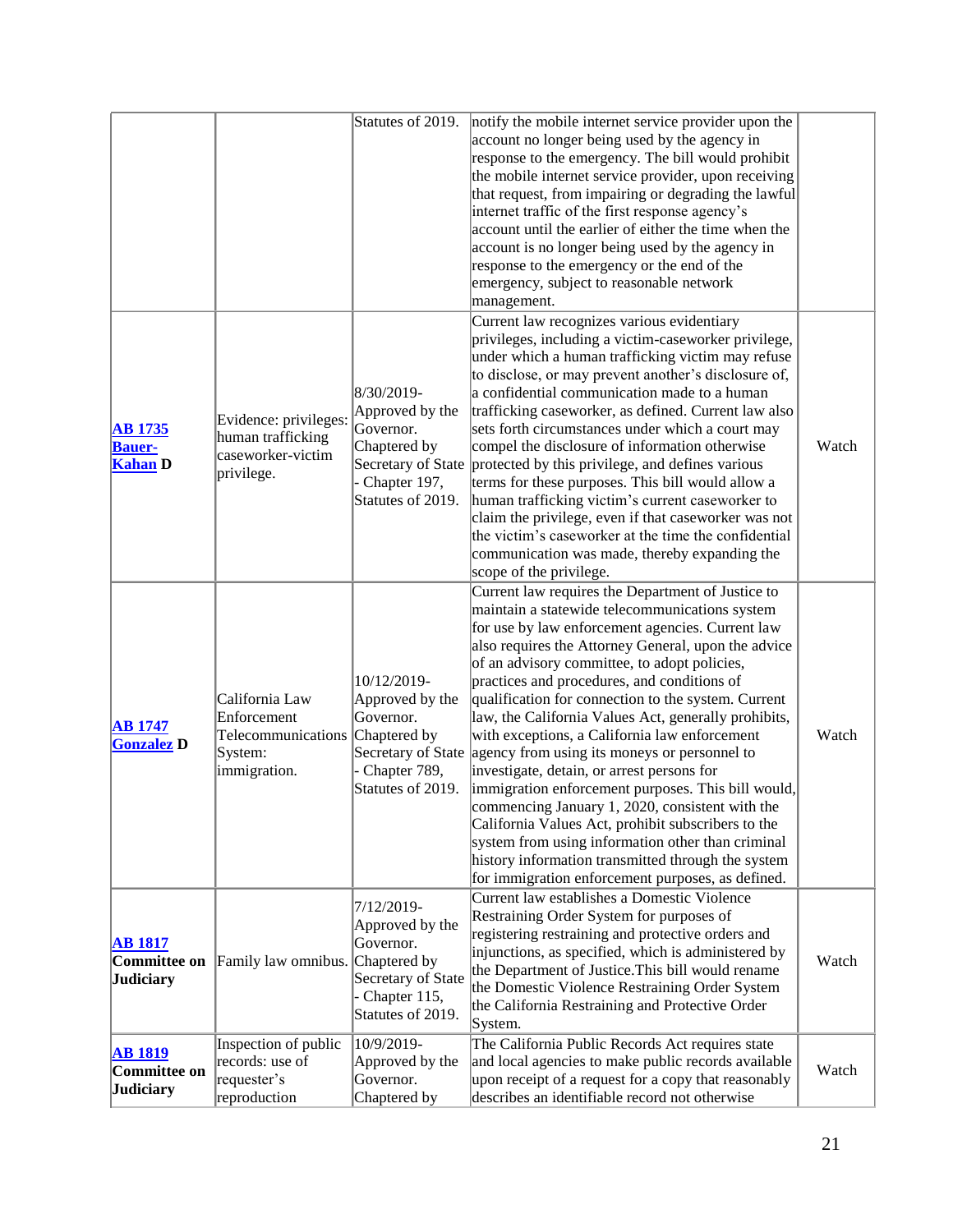| | | | | |
|---|---|---|---|---|
| | | Statutes of 2019. | notify the mobile internet service provider upon the account no longer being used by the agency in response to the emergency. The bill would prohibit the mobile internet service provider, upon receiving that request, from impairing or degrading the lawful internet traffic of the first response agency's account until the earlier of either the time when the account is no longer being used by the agency in response to the emergency or the end of the emergency, subject to reasonable network management. | |
| **AB 1735 Bauer-Kahan D** | Evidence: privileges: human trafficking caseworker-victim privilege. | 8/30/2019- Approved by the Governor. Chaptered by Secretary of State - Chapter 197, Statutes of 2019. | Current law recognizes various evidentiary privileges, including a victim-caseworker privilege, under which a human trafficking victim may refuse to disclose, or may prevent another's disclosure of, a confidential communication made to a human trafficking caseworker, as defined. Current law also sets forth circumstances under which a court may compel the disclosure of information otherwise protected by this privilege, and defines various terms for these purposes. This bill would allow a human trafficking victim's current caseworker to claim the privilege, even if that caseworker was not the victim's caseworker at the time the confidential communication was made, thereby expanding the scope of the privilege. | Watch |
| **AB 1747 Gonzalez D** | California Law Enforcement Telecommunications System: immigration. | 10/12/2019- Approved by the Governor. Chaptered by Secretary of State - Chapter 789, Statutes of 2019. | Current law requires the Department of Justice to maintain a statewide telecommunications system for use by law enforcement agencies. Current law also requires the Attorney General, upon the advice of an advisory committee, to adopt policies, practices and procedures, and conditions of qualification for connection to the system. Current law, the California Values Act, generally prohibits, with exceptions, a California law enforcement agency from using its moneys or personnel to investigate, detain, or arrest persons for immigration enforcement purposes. This bill would, commencing January 1, 2020, consistent with the California Values Act, prohibit subscribers to the system from using information other than criminal history information transmitted through the system for immigration enforcement purposes, as defined. | Watch |
| **AB 1817 Committee on Judiciary** | Family law omnibus. | 7/12/2019- Approved by the Governor. Chaptered by Secretary of State - Chapter 115, Statutes of 2019. | Current law establishes a Domestic Violence Restraining Order System for purposes of registering restraining and protective orders and injunctions, as specified, which is administered by the Department of Justice.This bill would rename the Domestic Violence Restraining Order System the California Restraining and Protective Order System. | Watch |
| **AB 1819 Committee on Judiciary** | Inspection of public records: use of requester's reproduction | 10/9/2019- Approved by the Governor. Chaptered by | The California Public Records Act requires state and local agencies to make public records available upon receipt of a request for a copy that reasonably describes an identifiable record not otherwise | Watch |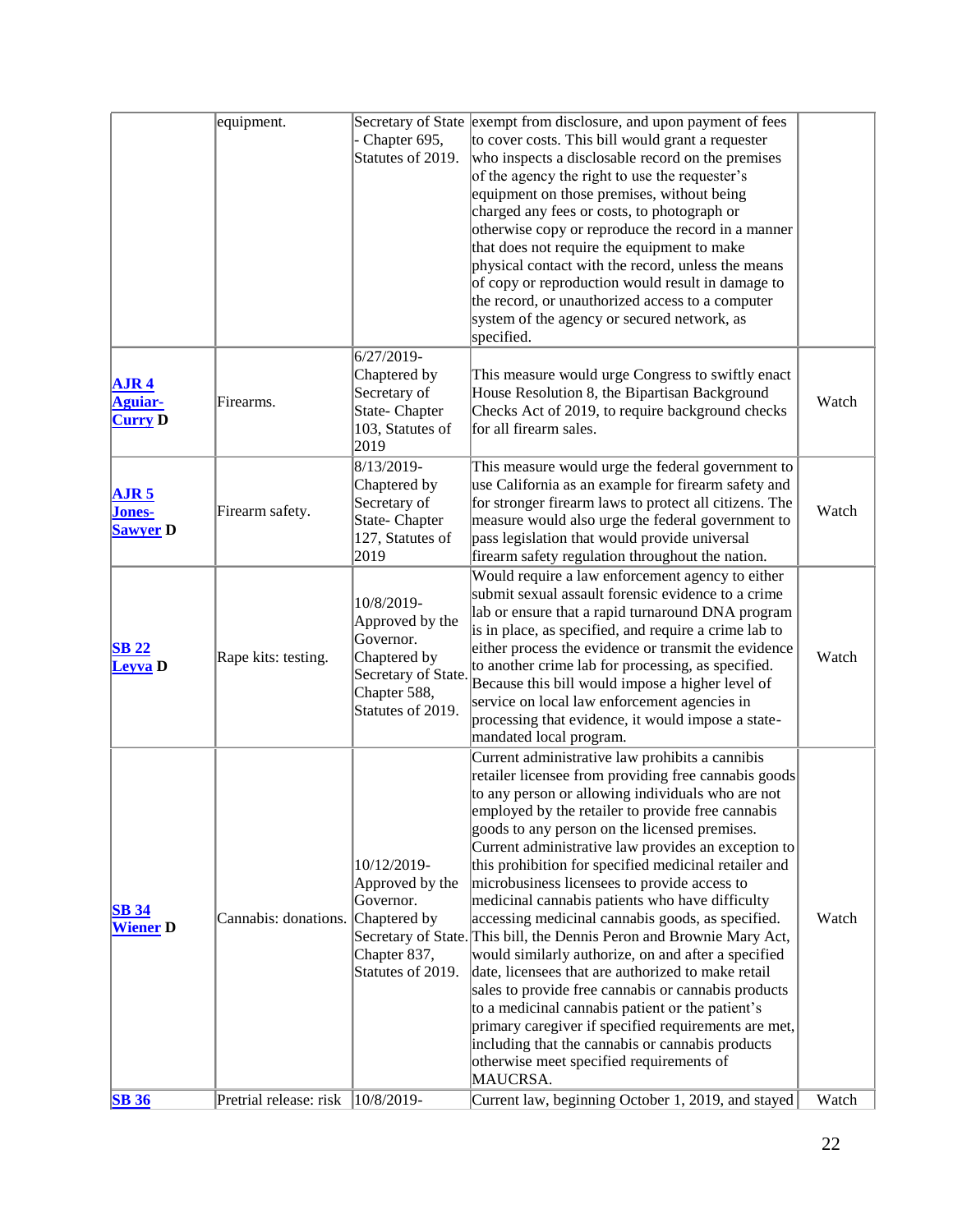| | | | | |
|---|---|---|---|---|
| | equipment. | Secretary of State - Chapter 695, Statutes of 2019. | exempt from disclosure, and upon payment of fees to cover costs. This bill would grant a requester who inspects a disclosable record on the premises of the agency the right to use the requester's equipment on those premises, without being charged any fees or costs, to photograph or otherwise copy or reproduce the record in a manner that does not require the equipment to make physical contact with the record, unless the means of copy or reproduction would result in damage to the record, or unauthorized access to a computer system of the agency or secured network, as specified. | |
| **AJR 4 Aguiar-Curry D** | Firearms. | 6/27/2019- Chaptered by Secretary of State- Chapter 103, Statutes of 2019 | This measure would urge Congress to swiftly enact House Resolution 8, the Bipartisan Background Checks Act of 2019, to require background checks for all firearm sales. | Watch |
| **AJR 5 Jones-Sawyer D** | Firearm safety. | 8/13/2019- Chaptered by Secretary of State- Chapter 127, Statutes of 2019 | This measure would urge the federal government to use California as an example for firearm safety and for stronger firearm laws to protect all citizens. The measure would also urge the federal government to pass legislation that would provide universal firearm safety regulation throughout the nation. | Watch |
| **SB 22 Leyva D** | Rape kits: testing. | 10/8/2019- Approved by the Governor. Chaptered by Secretary of State. Chapter 588, Statutes of 2019. | Would require a law enforcement agency to either submit sexual assault forensic evidence to a crime lab or ensure that a rapid turnaround DNA program is in place, as specified, and require a crime lab to either process the evidence or transmit the evidence to another crime lab for processing, as specified. Because this bill would impose a higher level of service on local law enforcement agencies in processing that evidence, it would impose a state-mandated local program. | Watch |
| **SB 34 Wiener D** | Cannabis: donations. | 10/12/2019- Approved by the Governor. Chaptered by Secretary of State. Chapter 837, Statutes of 2019. | Current administrative law prohibits a cannibis retailer licensee from providing free cannabis goods to any person or allowing individuals who are not employed by the retailer to provide free cannabis goods to any person on the licensed premises. Current administrative law provides an exception to this prohibition for specified medicinal retailer and microbusiness licensees to provide access to medicinal cannabis patients who have difficulty accessing medicinal cannabis goods, as specified. This bill, the Dennis Peron and Brownie Mary Act, would similarly authorize, on and after a specified date, licensees that are authorized to make retail sales to provide free cannabis or cannabis products to a medicinal cannabis patient or the patient's primary caregiver if specified requirements are met, including that the cannabis or cannabis products otherwise meet specified requirements of MAUCRSA. | Watch |
| **SB 36** | Pretrial release: risk | 10/8/2019- | Current law, beginning October 1, 2019, and stayed | Watch |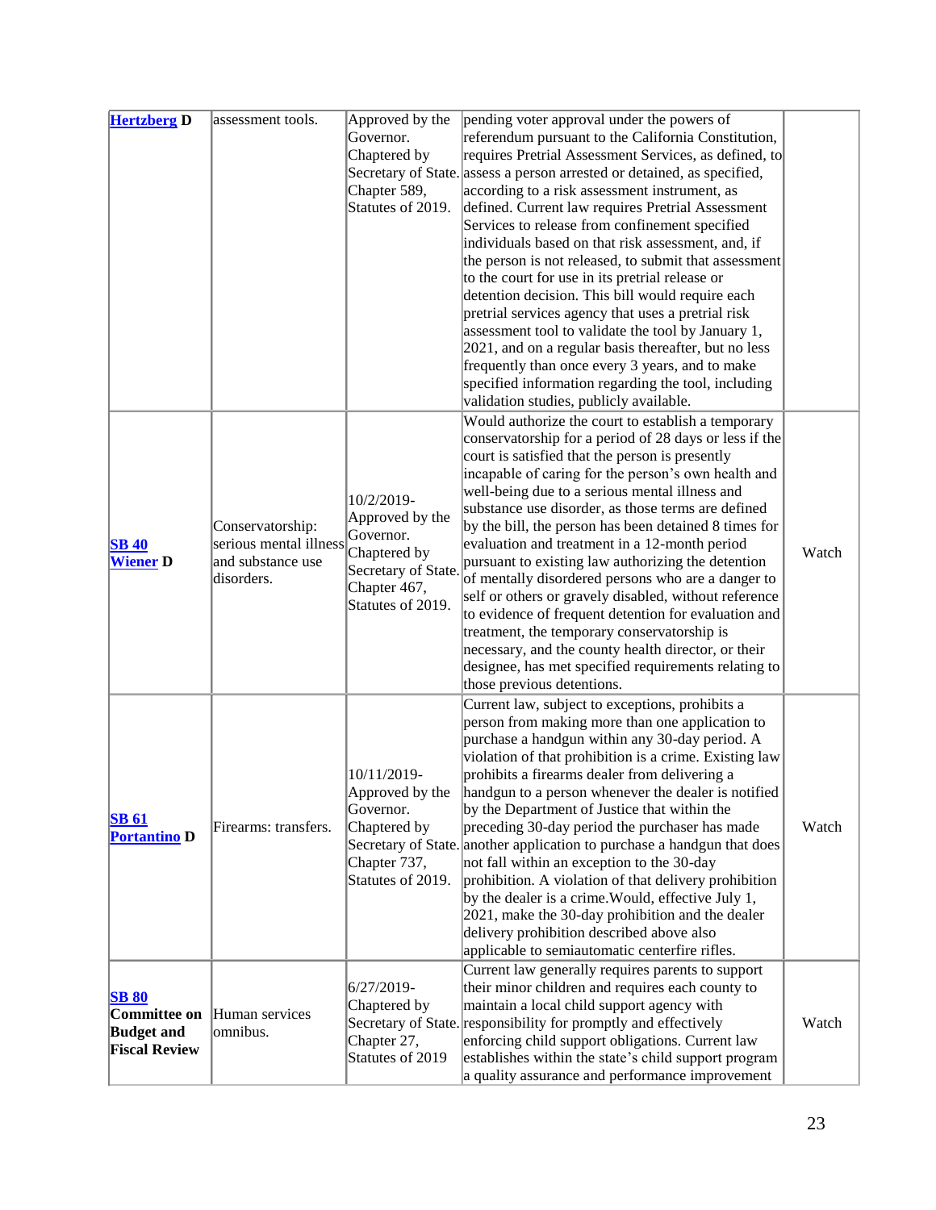| | | | | |
|---|---|---|---|---|
| **Hertzberg D** | assessment tools. | Approved by the Governor. Chaptered by Secretary of State. Chapter 589, Statutes of 2019. | pending voter approval under the powers of referendum pursuant to the California Constitution, requires Pretrial Assessment Services, as defined, to assess a person arrested or detained, as specified, according to a risk assessment instrument, as defined. Current law requires Pretrial Assessment Services to release from confinement specified individuals based on that risk assessment, and, if the person is not released, to submit that assessment to the court for use in its pretrial release or detention decision. This bill would require each pretrial services agency that uses a pretrial risk assessment tool to validate the tool by January 1, 2021, and on a regular basis thereafter, but no less frequently than once every 3 years, and to make specified information regarding the tool, including validation studies, publicly available. | |
| **SB 40 Wiener D** | Conservatorship: serious mental illness and substance use disorders. | 10/2/2019- Approved by the Governor. Chaptered by Secretary of State. Chapter 467, Statutes of 2019. | Would authorize the court to establish a temporary conservatorship for a period of 28 days or less if the court is satisfied that the person is presently incapable of caring for the person's own health and well-being due to a serious mental illness and substance use disorder, as those terms are defined by the bill, the person has been detained 8 times for evaluation and treatment in a 12-month period pursuant to existing law authorizing the detention of mentally disordered persons who are a danger to self or others or gravely disabled, without reference to evidence of frequent detention for evaluation and treatment, the temporary conservatorship is necessary, and the county health director, or their designee, has met specified requirements relating to those previous detentions. | Watch |
| **SB 61 Portantino D** | Firearms: transfers. | 10/11/2019- Approved by the Governor. Chaptered by Secretary of State. Chapter 737, Statutes of 2019. | Current law, subject to exceptions, prohibits a person from making more than one application to purchase a handgun within any 30-day period. A violation of that prohibition is a crime. Existing law prohibits a firearms dealer from delivering a handgun to a person whenever the dealer is notified by the Department of Justice that within the preceding 30-day period the purchaser has made another application to purchase a handgun that does not fall within an exception to the 30-day prohibition. A violation of that delivery prohibition by the dealer is a crime.Would, effective July 1, 2021, make the 30-day prohibition and the dealer delivery prohibition described above also applicable to semiautomatic centerfire rifles. | Watch |
| **SB 80 Committee on Budget and Fiscal Review** | Human services omnibus. | 6/27/2019- Chaptered by Secretary of State. Chapter 27, Statutes of 2019 | Current law generally requires parents to support their minor children and requires each county to maintain a local child support agency with responsibility for promptly and effectively enforcing child support obligations. Current law establishes within the state's child support program a quality assurance and performance improvement | Watch |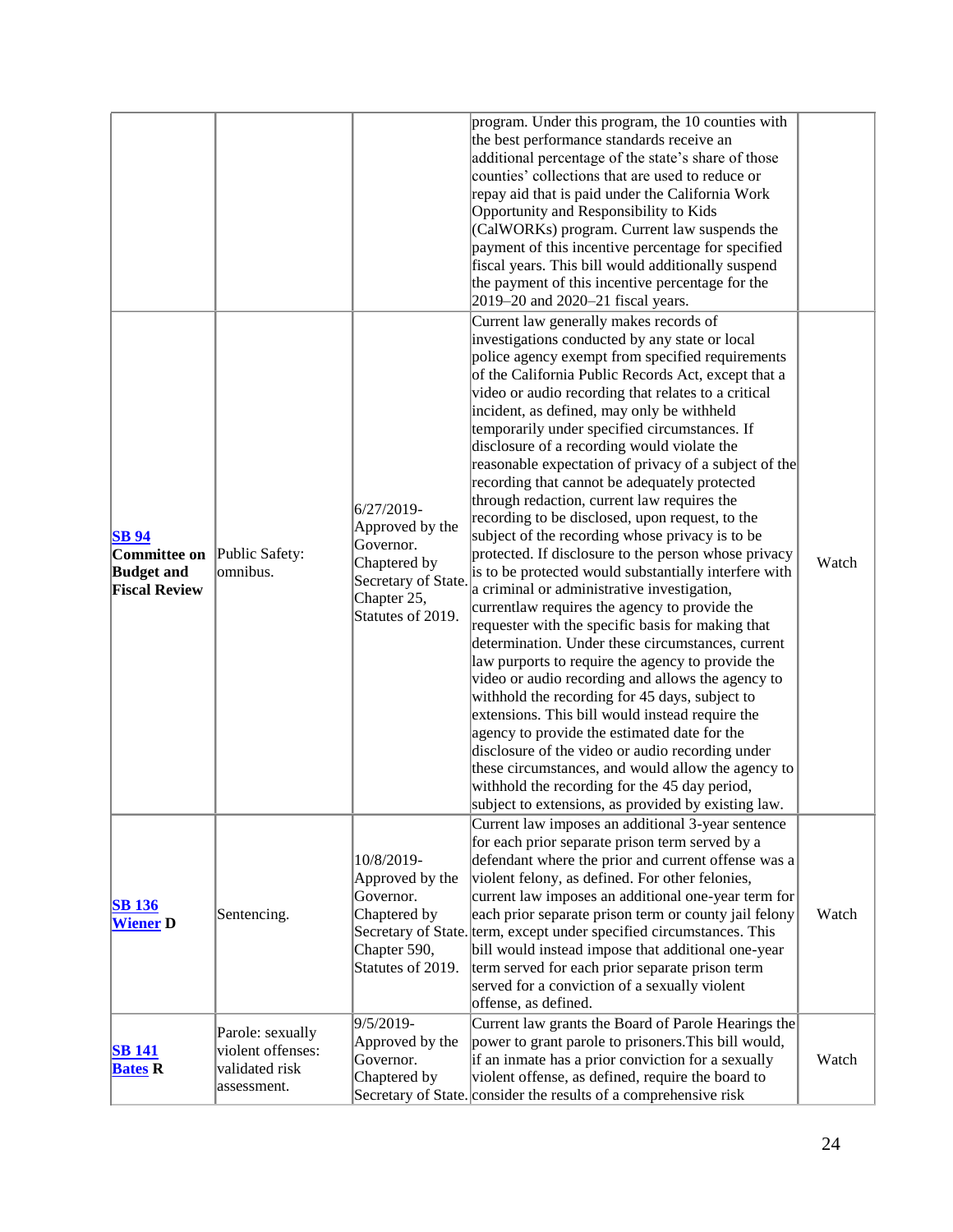| | | | | |
|---|---|---|---|---|
| | | | program. Under this program, the 10 counties with the best performance standards receive an additional percentage of the state's share of those counties' collections that are used to reduce or repay aid that is paid under the California Work Opportunity and Responsibility to Kids (CalWORKs) program. Current law suspends the payment of this incentive percentage for specified fiscal years. This bill would additionally suspend the payment of this incentive percentage for the 2019–20 and 2020–21 fiscal years. | |
| **SB 94** **Committee on Budget and Fiscal Review** | Public Safety: omnibus. | 6/27/2019- Approved by the Governor. Chaptered by Secretary of State. Chapter 25, Statutes of 2019. | Current law generally makes records of investigations conducted by any state or local police agency exempt from specified requirements of the California Public Records Act, except that a video or audio recording that relates to a critical incident, as defined, may only be withheld temporarily under specified circumstances. If disclosure of a recording would violate the reasonable expectation of privacy of a subject of the recording that cannot be adequately protected through redaction, current law requires the recording to be disclosed, upon request, to the subject of the recording whose privacy is to be protected. If disclosure to the person whose privacy is to be protected would substantially interfere with a criminal or administrative investigation, currentlaw requires the agency to provide the requester with the specific basis for making that determination. Under these circumstances, current law purports to require the agency to provide the video or audio recording and allows the agency to withhold the recording for 45 days, subject to extensions. This bill would instead require the agency to provide the estimated date for the disclosure of the video or audio recording under these circumstances, and would allow the agency to withhold the recording for the 45 day period, subject to extensions, as provided by existing law. | Watch |
| **SB 136** **Wiener D** | Sentencing. | 10/8/2019- Approved by the Governor. Chaptered by Secretary of State. Chapter 590, Statutes of 2019. | Current law imposes an additional 3-year sentence for each prior separate prison term served by a defendant where the prior and current offense was a violent felony, as defined. For other felonies, current law imposes an additional one-year term for each prior separate prison term or county jail felony term, except under specified circumstances. This bill would instead impose that additional one-year term served for each prior separate prison term served for a conviction of a sexually violent offense, as defined. | Watch |
| **SB 141** **Bates R** | Parole: sexually violent offenses: validated risk assessment. | 9/5/2019- Approved by the Governor. Chaptered by Secretary of State. | Current law grants the Board of Parole Hearings the power to grant parole to prisoners.This bill would, if an inmate has a prior conviction for a sexually violent offense, as defined, require the board to consider the results of a comprehensive risk | Watch |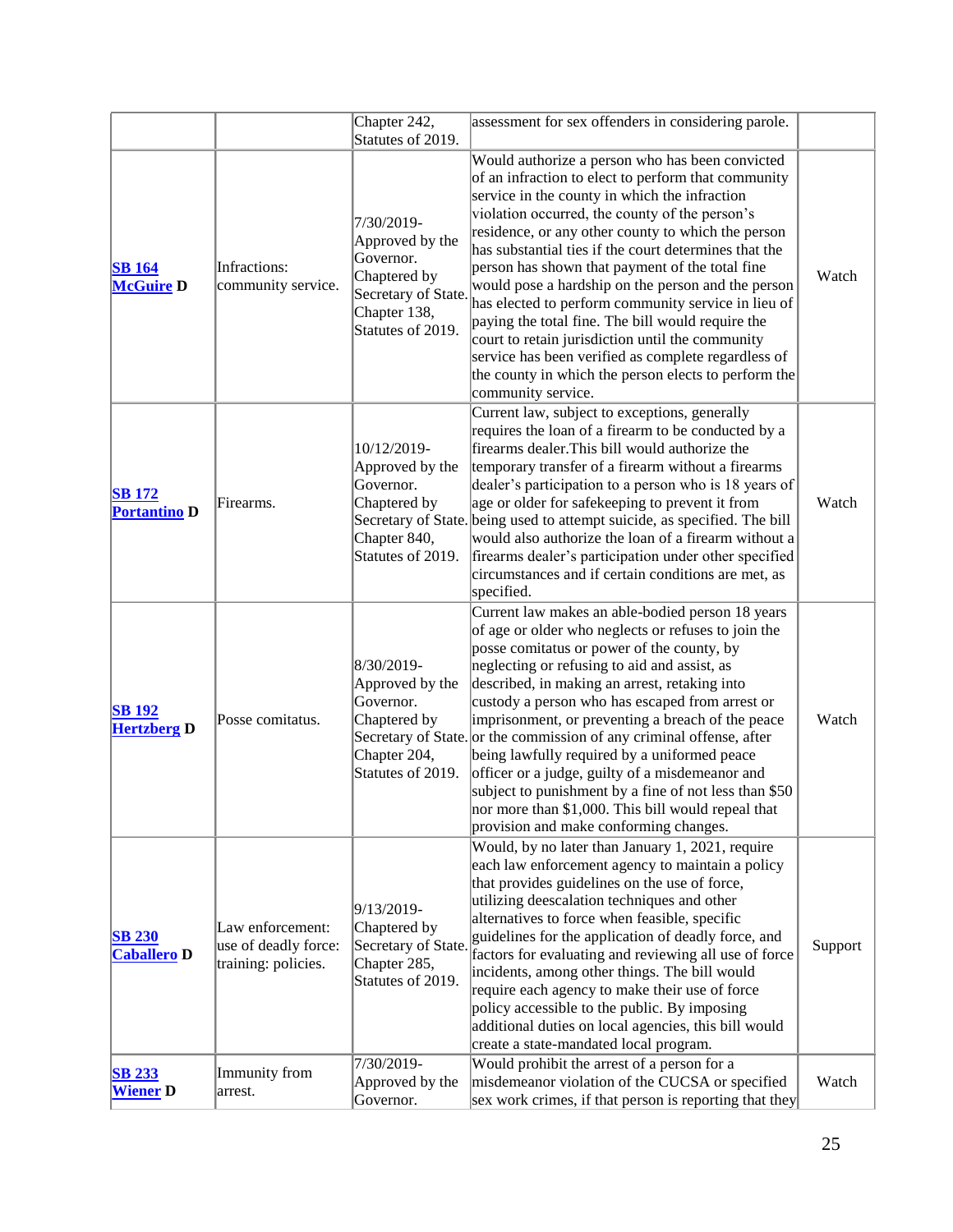| | | | | |
|---|---|---|---|---|
| | | Chapter 242, Statutes of 2019. | assessment for sex offenders in considering parole. | |
| **SB 164 McGuire D** | Infractions: community service. | 7/30/2019-Approved by the Governor. Chaptered by Secretary of State. Chapter 138, Statutes of 2019. | Would authorize a person who has been convicted of an infraction to elect to perform that community service in the county in which the infraction violation occurred, the county of the person's residence, or any other county to which the person has substantial ties if the court determines that the person has shown that payment of the total fine would pose a hardship on the person and the person has elected to perform community service in lieu of paying the total fine. The bill would require the court to retain jurisdiction until the community service has been verified as complete regardless of the county in which the person elects to perform the community service. | Watch |
| **SB 172 Portantino D** | Firearms. | 10/12/2019-Approved by the Governor. Chaptered by Secretary of State. Chapter 840, Statutes of 2019. | Current law, subject to exceptions, generally requires the loan of a firearm to be conducted by a firearms dealer.This bill would authorize the temporary transfer of a firearm without a firearms dealer's participation to a person who is 18 years of age or older for safekeeping to prevent it from being used to attempt suicide, as specified. The bill would also authorize the loan of a firearm without a firearms dealer's participation under other specified circumstances and if certain conditions are met, as specified. | Watch |
| **SB 192 Hertzberg D** | Posse comitatus. | 8/30/2019-Approved by the Governor. Chaptered by Secretary of State. Chapter 204, Statutes of 2019. | Current law makes an able-bodied person 18 years of age or older who neglects or refuses to join the posse comitatus or power of the county, by neglecting or refusing to aid and assist, as described, in making an arrest, retaking into custody a person who has escaped from arrest or imprisonment, or preventing a breach of the peace or the commission of any criminal offense, after being lawfully required by a uniformed peace officer or a judge, guilty of a misdemeanor and subject to punishment by a fine of not less than $50 nor more than $1,000. This bill would repeal that provision and make conforming changes. | Watch |
| **SB 230 Caballero D** | Law enforcement: use of deadly force: training: policies. | 9/13/2019-Chaptered by Secretary of State. Chapter 285, Statutes of 2019. | Would, by no later than January 1, 2021, require each law enforcement agency to maintain a policy that provides guidelines on the use of force, utilizing deescalation techniques and other alternatives to force when feasible, specific guidelines for the application of deadly force, and factors for evaluating and reviewing all use of force incidents, among other things. The bill would require each agency to make their use of force policy accessible to the public. By imposing additional duties on local agencies, this bill would create a state-mandated local program. | Support |
| **SB 233 Wiener D** | Immunity from arrest. | 7/30/2019-Approved by the Governor. | Would prohibit the arrest of a person for a misdemeanor violation of the CUCSA or specified sex work crimes, if that person is reporting that they | Watch |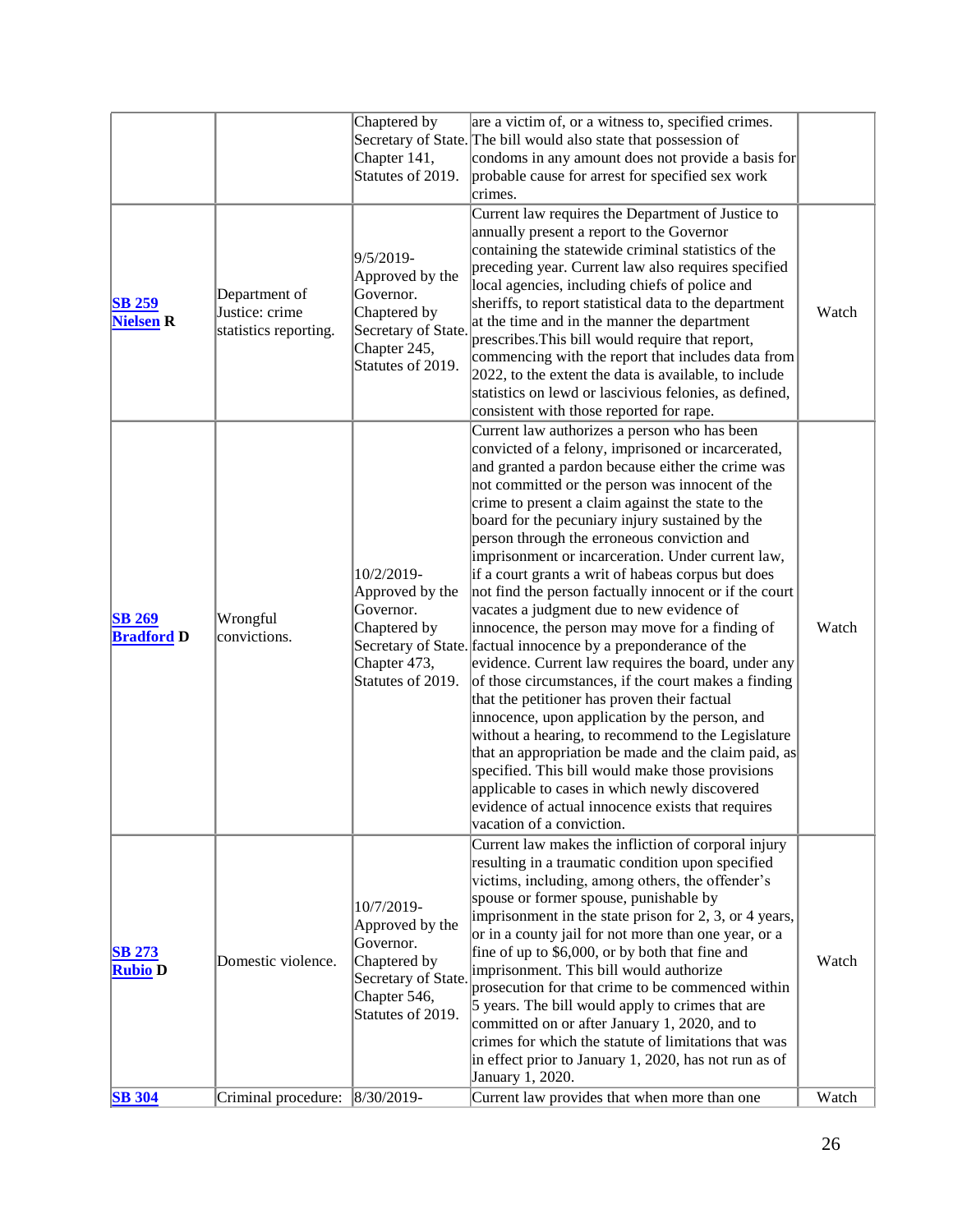| | | | | |
|---|---|---|---|---|
| | | Chaptered by Secretary of State. Chapter 141, Statutes of 2019. | are a victim of, or a witness to, specified crimes. The bill would also state that possession of condoms in any amount does not provide a basis for probable cause for arrest for specified sex work crimes. | |
| **SB 259** **Nielsen R** | Department of Justice: crime statistics reporting. | 9/5/2019- Approved by the Governor. Chaptered by Secretary of State. Chapter 245, Statutes of 2019. | Current law requires the Department of Justice to annually present a report to the Governor containing the statewide criminal statistics of the preceding year. Current law also requires specified local agencies, including chiefs of police and sheriffs, to report statistical data to the department at the time and in the manner the department prescribes.This bill would require that report, commencing with the report that includes data from 2022, to the extent the data is available, to include statistics on lewd or lascivious felonies, as defined, consistent with those reported for rape. | Watch |
| **SB 269** **Bradford D** | Wrongful convictions. | 10/2/2019- Approved by the Governor. Chaptered by Secretary of State. Chapter 473, Statutes of 2019. | Current law authorizes a person who has been convicted of a felony, imprisoned or incarcerated, and granted a pardon because either the crime was not committed or the person was innocent of the crime to present a claim against the state to the board for the pecuniary injury sustained by the person through the erroneous conviction and imprisonment or incarceration. Under current law, if a court grants a writ of habeas corpus but does not find the person factually innocent or if the court vacates a judgment due to new evidence of innocence, the person may move for a finding of factual innocence by a preponderance of the evidence. Current law requires the board, under any of those circumstances, if the court makes a finding that the petitioner has proven their factual innocence, upon application by the person, and without a hearing, to recommend to the Legislature that an appropriation be made and the claim paid, as specified. This bill would make those provisions applicable to cases in which newly discovered evidence of actual innocence exists that requires vacation of a conviction. | Watch |
| **SB 273** **Rubio D** | Domestic violence. | 10/7/2019- Approved by the Governor. Chaptered by Secretary of State. Chapter 546, Statutes of 2019. | Current law makes the infliction of corporal injury resulting in a traumatic condition upon specified victims, including, among others, the offender's spouse or former spouse, punishable by imprisonment in the state prison for 2, 3, or 4 years, or in a county jail for not more than one year, or a fine of up to $6,000, or by both that fine and imprisonment. This bill would authorize prosecution for that crime to be commenced within 5 years. The bill would apply to crimes that are committed on or after January 1, 2020, and to crimes for which the statute of limitations that was in effect prior to January 1, 2020, has not run as of January 1, 2020. | Watch |
| **SB 304** | Criminal procedure: | 8/30/2019- | Current law provides that when more than one | Watch |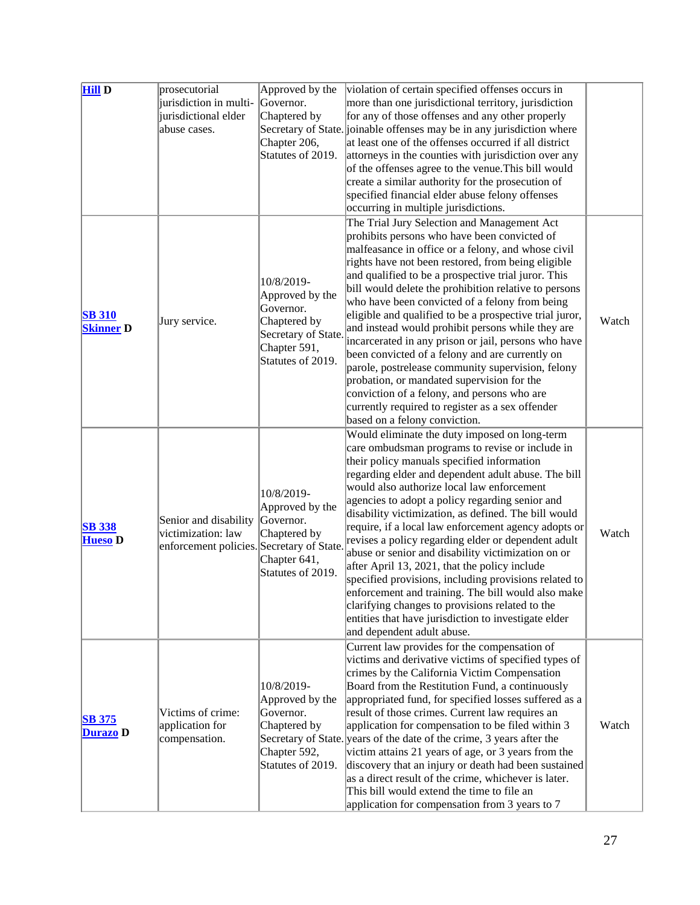| | | | | |
|---|---|---|---|---|
| **Hill D** | prosecutorial jurisdiction in multi-jurisdictional elder abuse cases. | Approved by the Governor. Chaptered by Secretary of State. Chapter 206, Statutes of 2019. | violation of certain specified offenses occurs in more than one jurisdictional territory, jurisdiction for any of those offenses and any other properly joinable offenses may be in any jurisdiction where at least one of the offenses occurred if all district attorneys in the counties with jurisdiction over any of the offenses agree to the venue.This bill would create a similar authority for the prosecution of specified financial elder abuse felony offenses occurring in multiple jurisdictions. | |
| **SB 310 Skinner D** | Jury service. | 10/8/2019- Approved by the Governor. Chaptered by Secretary of State. Chapter 591, Statutes of 2019. | The Trial Jury Selection and Management Act prohibits persons who have been convicted of malfeasance in office or a felony, and whose civil rights have not been restored, from being eligible and qualified to be a prospective trial juror. This bill would delete the prohibition relative to persons who have been convicted of a felony from being eligible and qualified to be a prospective trial juror, and instead would prohibit persons while they are incarcerated in any prison or jail, persons who have been convicted of a felony and are currently on parole, postrelease community supervision, felony probation, or mandated supervision for the conviction of a felony, and persons who are currently required to register as a sex offender based on a felony conviction. | Watch |
| **SB 338 Hueso D** | Senior and disability victimization: law enforcement policies. | 10/8/2019- Approved by the Governor. Chaptered by Secretary of State. Chapter 641, Statutes of 2019. | Would eliminate the duty imposed on long-term care ombudsman programs to revise or include in their policy manuals specified information regarding elder and dependent adult abuse. The bill would also authorize local law enforcement agencies to adopt a policy regarding senior and disability victimization, as defined. The bill would require, if a local law enforcement agency adopts or revises a policy regarding elder or dependent adult abuse or senior and disability victimization on or after April 13, 2021, that the policy include specified provisions, including provisions related to enforcement and training. The bill would also make clarifying changes to provisions related to the entities that have jurisdiction to investigate elder and dependent adult abuse. | Watch |
| **SB 375 Durazo D** | Victims of crime: application for compensation. | 10/8/2019- Approved by the Governor. Chaptered by Secretary of State. Chapter 592, Statutes of 2019. | Current law provides for the compensation of victims and derivative victims of specified types of crimes by the California Victim Compensation Board from the Restitution Fund, a continuously appropriated fund, for specified losses suffered as a result of those crimes. Current law requires an application for compensation to be filed within 3 years of the date of the crime, 3 years after the victim attains 21 years of age, or 3 years from the discovery that an injury or death had been sustained as a direct result of the crime, whichever is later. This bill would extend the time to file an application for compensation from 3 years to 7 | Watch |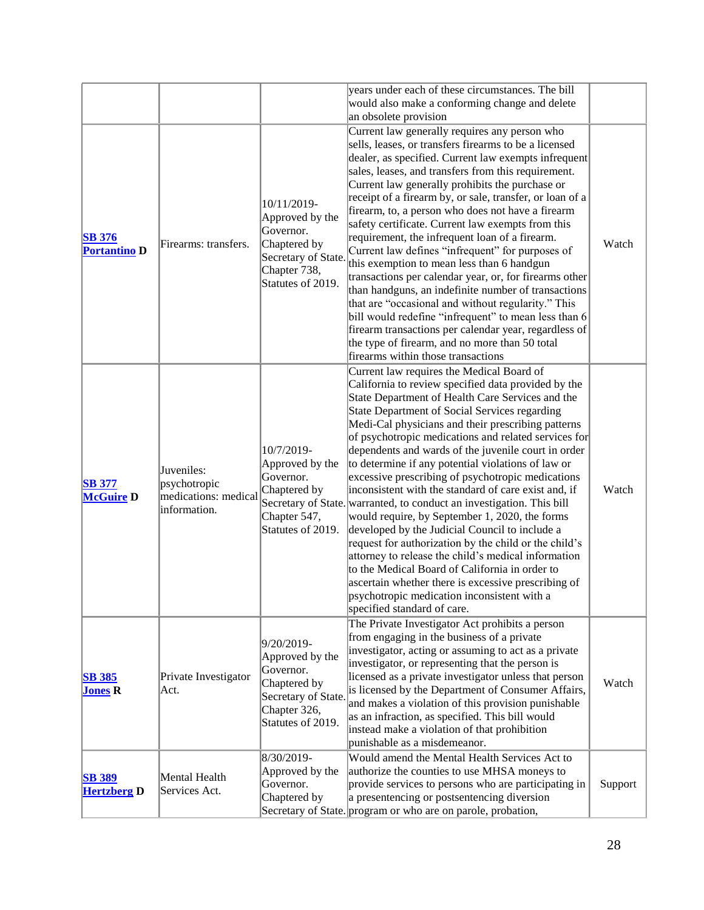| | | | | |
|---|---|---|---|---|
| | | | years under each of these circumstances. The bill would also make a conforming change and delete an obsolete provision | |
| **SB 376 Portantino D** | Firearms: transfers. | 10/11/2019-Approved by the Governor. Chaptered by Secretary of State. Chapter 738, Statutes of 2019. | Current law generally requires any person who sells, leases, or transfers firearms to be a licensed dealer, as specified. Current law exempts infrequent sales, leases, and transfers from this requirement. Current law generally prohibits the purchase or receipt of a firearm by, or sale, transfer, or loan of a firearm, to, a person who does not have a firearm safety certificate. Current law exempts from this requirement, the infrequent loan of a firearm. Current law defines "infrequent" for purposes of this exemption to mean less than 6 handgun transactions per calendar year, or, for firearms other than handguns, an indefinite number of transactions that are "occasional and without regularity." This bill would redefine "infrequent" to mean less than 6 firearm transactions per calendar year, regardless of the type of firearm, and no more than 50 total firearms within those transactions | Watch |
| **SB 377 McGuire D** | Juveniles: psychotropic medications: medical information. | 10/7/2019-Approved by the Governor. Chaptered by Secretary of State. Chapter 547, Statutes of 2019. | Current law requires the Medical Board of California to review specified data provided by the State Department of Health Care Services and the State Department of Social Services regarding Medi-Cal physicians and their prescribing patterns of psychotropic medications and related services for dependents and wards of the juvenile court in order to determine if any potential violations of law or excessive prescribing of psychotropic medications inconsistent with the standard of care exist and, if warranted, to conduct an investigation. This bill would require, by September 1, 2020, the forms developed by the Judicial Council to include a request for authorization by the child or the child's attorney to release the child's medical information to the Medical Board of California in order to ascertain whether there is excessive prescribing of psychotropic medication inconsistent with a specified standard of care. | Watch |
| **SB 385 Jones R** | Private Investigator Act. | 9/20/2019-Approved by the Governor. Chaptered by Secretary of State. Chapter 326, Statutes of 2019. | The Private Investigator Act prohibits a person from engaging in the business of a private investigator, acting or assuming to act as a private investigator, or representing that the person is licensed as a private investigator unless that person is licensed by the Department of Consumer Affairs, and makes a violation of this provision punishable as an infraction, as specified. This bill would instead make a violation of that prohibition punishable as a misdemeanor. | Watch |
| **SB 389 Hertzberg D** | Mental Health Services Act. | 8/30/2019-Approved by the Governor. Chaptered by Secretary of State. | Would amend the Mental Health Services Act to authorize the counties to use MHSA moneys to provide services to persons who are participating in a presentencing or postsentencing diversion program or who are on parole, probation, | Support |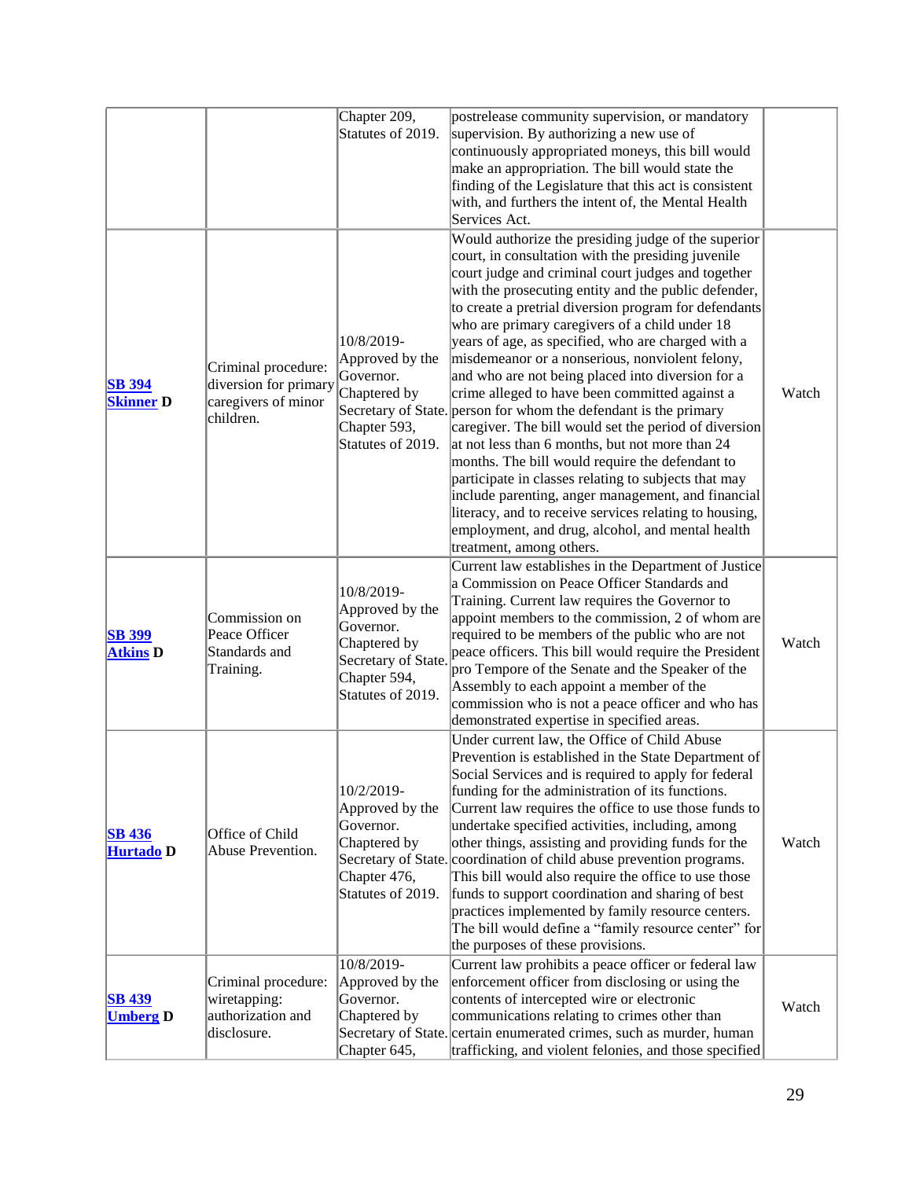| | | | | |
|---|---|---|---|---|
| | | Chapter 209, Statutes of 2019. | postrelease community supervision, or mandatory supervision. By authorizing a new use of continuously appropriated moneys, this bill would make an appropriation. The bill would state the finding of the Legislature that this act is consistent with, and furthers the intent of, the Mental Health Services Act. | |
| **SB 394 Skinner D** | Criminal procedure: diversion for primary caregivers of minor children. | 10/8/2019-Approved by the Governor. Chaptered by Secretary of State. Chapter 593, Statutes of 2019. | Would authorize the presiding judge of the superior court, in consultation with the presiding juvenile court judge and criminal court judges and together with the prosecuting entity and the public defender, to create a pretrial diversion program for defendants who are primary caregivers of a child under 18 years of age, as specified, who are charged with a misdemeanor or a nonserious, nonviolent felony, and who are not being placed into diversion for a crime alleged to have been committed against a person for whom the defendant is the primary caregiver. The bill would set the period of diversion at not less than 6 months, but not more than 24 months. The bill would require the defendant to participate in classes relating to subjects that may include parenting, anger management, and financial literacy, and to receive services relating to housing, employment, and drug, alcohol, and mental health treatment, among others. | Watch |
| **SB 399 Atkins D** | Commission on Peace Officer Standards and Training. | 10/8/2019-Approved by the Governor. Chaptered by Secretary of State. Chapter 594, Statutes of 2019. | Current law establishes in the Department of Justice a Commission on Peace Officer Standards and Training. Current law requires the Governor to appoint members to the commission, 2 of whom are required to be members of the public who are not peace officers. This bill would require the President pro Tempore of the Senate and the Speaker of the Assembly to each appoint a member of the commission who is not a peace officer and who has demonstrated expertise in specified areas. | Watch |
| **SB 436 Hurtado D** | Office of Child Abuse Prevention. | 10/2/2019-Approved by the Governor. Chaptered by Secretary of State. Chapter 476, Statutes of 2019. | Under current law, the Office of Child Abuse Prevention is established in the State Department of Social Services and is required to apply for federal funding for the administration of its functions. Current law requires the office to use those funds to undertake specified activities, including, among other things, assisting and providing funds for the coordination of child abuse prevention programs. This bill would also require the office to use those funds to support coordination and sharing of best practices implemented by family resource centers. The bill would define a "family resource center" for the purposes of these provisions. | Watch |
| **SB 439 Umberg D** | Criminal procedure: wiretapping: authorization and disclosure. | 10/8/2019-Approved by the Governor. Chaptered by Secretary of State. Chapter 645, | Current law prohibits a peace officer or federal law enforcement officer from disclosing or using the contents of intercepted wire or electronic communications relating to crimes other than certain enumerated crimes, such as murder, human trafficking, and violent felonies, and those specified | Watch |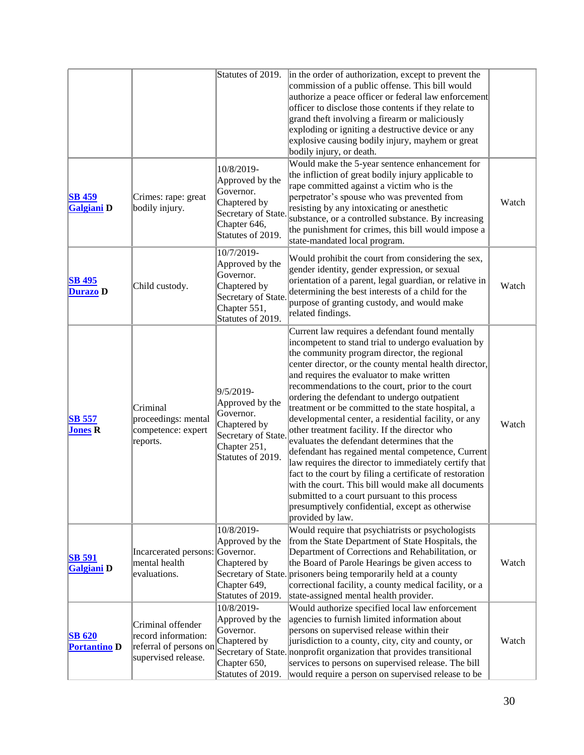| | | | | |
|---|---|---|---|---|
| | | Statutes of 2019. | in the order of authorization, except to prevent the commission of a public offense. This bill would authorize a peace officer or federal law enforcement officer to disclose those contents if they relate to grand theft involving a firearm or maliciously exploding or igniting a destructive device or any explosive causing bodily injury, mayhem or great bodily injury, or death. | |
| **SB 459 Galgiani D** | Crimes: rape: great bodily injury. | 10/8/2019- Approved by the Governor. Chaptered by Secretary of State. Chapter 646, Statutes of 2019. | Would make the 5-year sentence enhancement for the infliction of great bodily injury applicable to rape committed against a victim who is the perpetrator's spouse who was prevented from resisting by any intoxicating or anesthetic substance, or a controlled substance. By increasing the punishment for crimes, this bill would impose a state-mandated local program. | Watch |
| **SB 495 Durazo D** | Child custody. | 10/7/2019- Approved by the Governor. Chaptered by Secretary of State. Chapter 551, Statutes of 2019. | Would prohibit the court from considering the sex, gender identity, gender expression, or sexual orientation of a parent, legal guardian, or relative in determining the best interests of a child for the purpose of granting custody, and would make related findings. | Watch |
| **SB 557 Jones R** | Criminal proceedings: mental competence: expert reports. | 9/5/2019- Approved by the Governor. Chaptered by Secretary of State. Chapter 251, Statutes of 2019. | Current law requires a defendant found mentally incompetent to stand trial to undergo evaluation by the community program director, the regional center director, or the county mental health director, and requires the evaluator to make written recommendations to the court, prior to the court ordering the defendant to undergo outpatient treatment or be committed to the state hospital, a developmental center, a residential facility, or any other treatment facility. If the director who evaluates the defendant determines that the defendant has regained mental competence, Current law requires the director to immediately certify that fact to the court by filing a certificate of restoration with the court. This bill would make all documents submitted to a court pursuant to this process presumptively confidential, except as otherwise provided by law. | Watch |
| **SB 591 Galgiani D** | Incarcerated persons: mental health evaluations. | 10/8/2019- Approved by the Governor. Chaptered by Secretary of State. Chapter 649, Statutes of 2019. | Would require that psychiatrists or psychologists from the State Department of State Hospitals, the Department of Corrections and Rehabilitation, or the Board of Parole Hearings be given access to prisoners being temporarily held at a county correctional facility, a county medical facility, or a state-assigned mental health provider. | Watch |
| **SB 620 Portantino D** | Criminal offender record information: referral of persons on supervised release. | 10/8/2019- Approved by the Governor. Chaptered by Secretary of State. Chapter 650, Statutes of 2019. | Would authorize specified local law enforcement agencies to furnish limited information about persons on supervised release within their jurisdiction to a county, city, city and county, or nonprofit organization that provides transitional services to persons on supervised release. The bill would require a person on supervised release to be | Watch |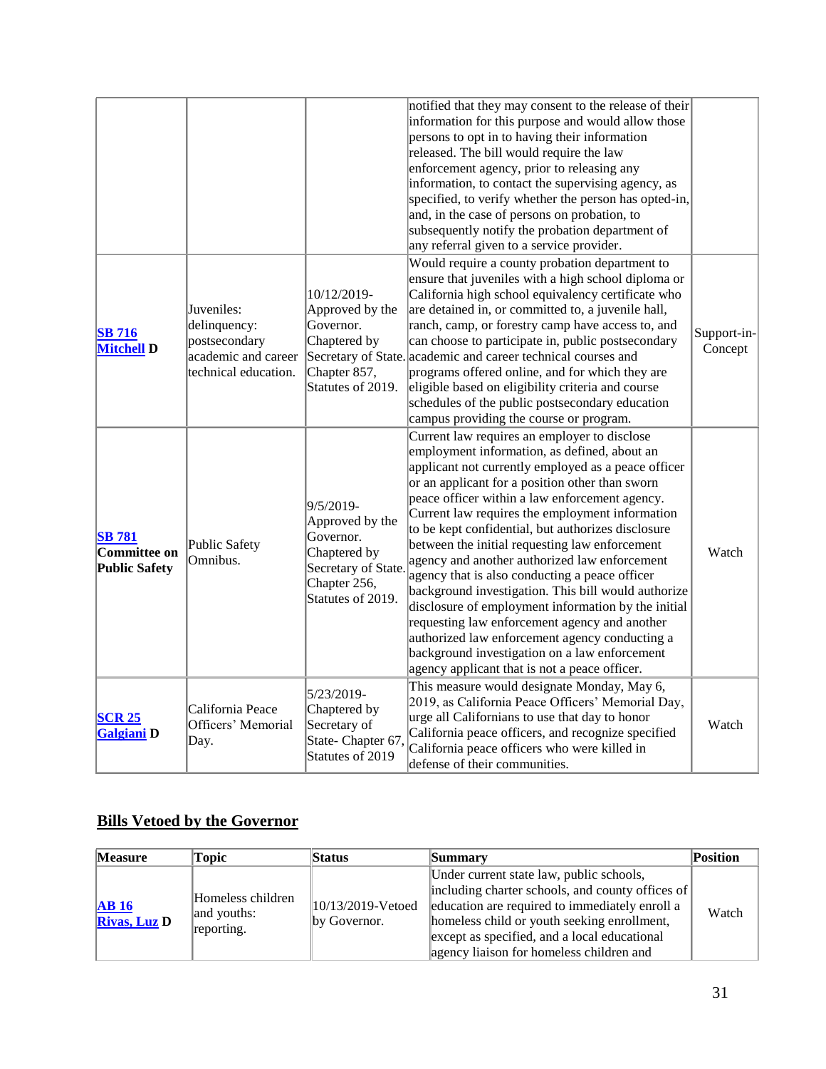| | | | notified that they may consent to the release of their information for this purpose and would allow those persons to opt in to having their information released. The bill would require the law enforcement agency, prior to releasing any information, to contact the supervising agency, as specified, to verify whether the person has opted-in, and, in the case of persons on probation, to subsequently notify the probation department of any referral given to a service provider. | |
|---|---|---|---|---|
| **SB 716 Mitchell D** | Juveniles: delinquency: postsecondary academic and career technical education. | 10/12/2019- Approved by the Governor. Chaptered by Secretary of State. Chapter 857, Statutes of 2019. | Would require a county probation department to ensure that juveniles with a high school diploma or California high school equivalency certificate who are detained in, or committed to, a juvenile hall, ranch, camp, or forestry camp have access to, and can choose to participate in, public postsecondary academic and career technical courses and programs offered online, and for which they are eligible based on eligibility criteria and course schedules of the public postsecondary education campus providing the course or program. | Support-in-Concept |
| **SB 781 Committee on Public Safety** | Public Safety Omnibus. | 9/5/2019- Approved by the Governor. Chaptered by Secretary of State. Chapter 256, Statutes of 2019. | Current law requires an employer to disclose employment information, as defined, about an applicant not currently employed as a peace officer or an applicant for a position other than sworn peace officer within a law enforcement agency. Current law requires the employment information to be kept confidential, but authorizes disclosure between the initial requesting law enforcement agency and another authorized law enforcement agency that is also conducting a peace officer background investigation. This bill would authorize disclosure of employment information by the initial requesting law enforcement agency and another authorized law enforcement agency conducting a background investigation on a law enforcement agency applicant that is not a peace officer. | Watch |
| **SCR 25 Galgiani D** | California Peace Officers' Memorial Day. | 5/23/2019- Chaptered by Secretary of State- Chapter 67, Statutes of 2019 | This measure would designate Monday, May 6, 2019, as California Peace Officers' Memorial Day, urge all Californians to use that day to honor California peace officers, and recognize specified California peace officers who were killed in defense of their communities. | Watch |

## Bills Vetoed by the Governor

| Measure | Topic | Status | Summary | Position |
|---|---|---|---|---|
| **AB 16 Rivas, Luz D** | Homeless children and youths: reporting. | 10/13/2019-Vetoed by Governor. | Under current state law, public schools, including charter schools, and county offices of education are required to immediately enroll a homeless child or youth seeking enrollment, except as specified, and a local educational agency liaison for homeless children and | Watch |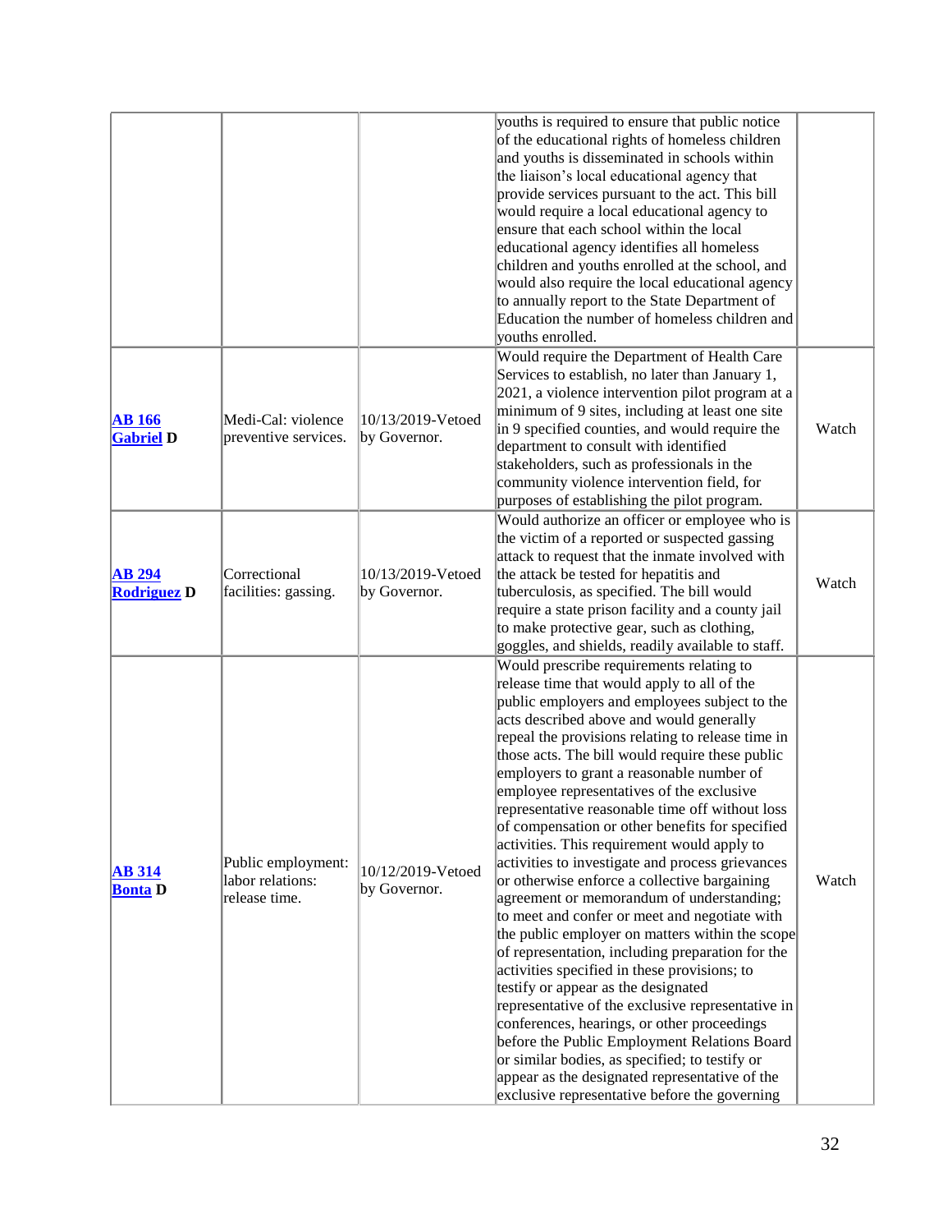| | | | | |
|---|---|---|---|---|
| | | | youths is required to ensure that public notice of the educational rights of homeless children and youths is disseminated in schools within the liaison's local educational agency that provide services pursuant to the act. This bill would require a local educational agency to ensure that each school within the local educational agency identifies all homeless children and youths enrolled at the school, and would also require the local educational agency to annually report to the State Department of Education the number of homeless children and youths enrolled. | |
| **AB 166 Gabriel D** | Medi-Cal: violence preventive services. | 10/13/2019-Vetoed by Governor. | Would require the Department of Health Care Services to establish, no later than January 1, 2021, a violence intervention pilot program at a minimum of 9 sites, including at least one site in 9 specified counties, and would require the department to consult with identified stakeholders, such as professionals in the community violence intervention field, for purposes of establishing the pilot program. | Watch |
| **AB 294 Rodriguez D** | Correctional facilities: gassing. | 10/13/2019-Vetoed by Governor. | Would authorize an officer or employee who is the victim of a reported or suspected gassing attack to request that the inmate involved with the attack be tested for hepatitis and tuberculosis, as specified. The bill would require a state prison facility and a county jail to make protective gear, such as clothing, goggles, and shields, readily available to staff. | Watch |
| **AB 314 Bonta D** | Public employment: labor relations: release time. | 10/12/2019-Vetoed by Governor. | Would prescribe requirements relating to release time that would apply to all of the public employers and employees subject to the acts described above and would generally repeal the provisions relating to release time in those acts. The bill would require these public employers to grant a reasonable number of employee representatives of the exclusive representative reasonable time off without loss of compensation or other benefits for specified activities. This requirement would apply to activities to investigate and process grievances or otherwise enforce a collective bargaining agreement or memorandum of understanding; to meet and confer or meet and negotiate with the public employer on matters within the scope of representation, including preparation for the activities specified in these provisions; to testify or appear as the designated representative of the exclusive representative in conferences, hearings, or other proceedings before the Public Employment Relations Board or similar bodies, as specified; to testify or appear as the designated representative of the exclusive representative before the governing | Watch |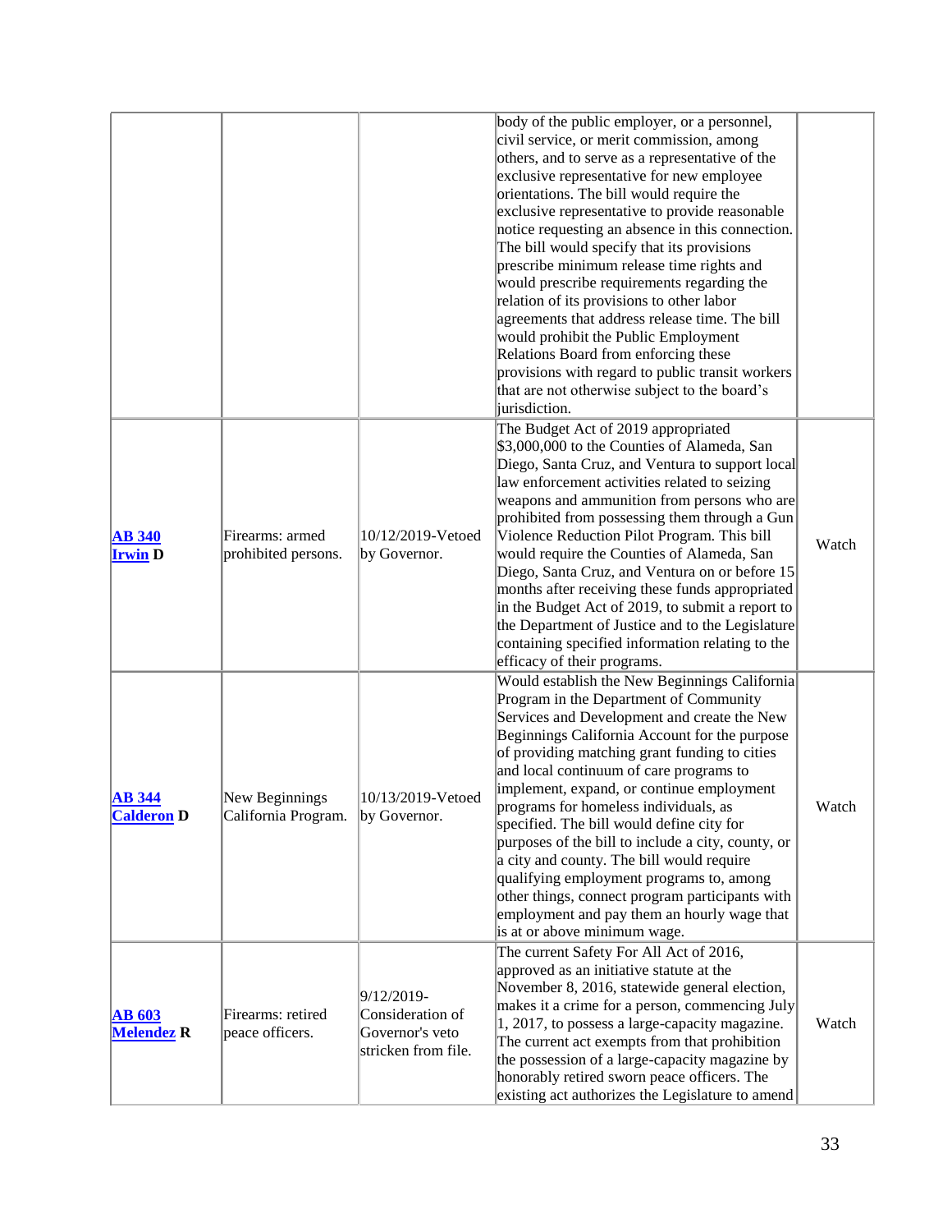| | | | | |
|---|---|---|---|---|
| | | | body of the public employer, or a personnel, civil service, or merit commission, among others, and to serve as a representative of the exclusive representative for new employee orientations. The bill would require the exclusive representative to provide reasonable notice requesting an absence in this connection. The bill would specify that its provisions prescribe minimum release time rights and would prescribe requirements regarding the relation of its provisions to other labor agreements that address release time. The bill would prohibit the Public Employment Relations Board from enforcing these provisions with regard to public transit workers that are not otherwise subject to the board's jurisdiction. | |
| **AB 340 Irwin D** | Firearms: armed prohibited persons. | 10/12/2019-Vetoed by Governor. | The Budget Act of 2019 appropriated $3,000,000 to the Counties of Alameda, San Diego, Santa Cruz, and Ventura to support local law enforcement activities related to seizing weapons and ammunition from persons who are prohibited from possessing them through a Gun Violence Reduction Pilot Program. This bill would require the Counties of Alameda, San Diego, Santa Cruz, and Ventura on or before 15 months after receiving these funds appropriated in the Budget Act of 2019, to submit a report to the Department of Justice and to the Legislature containing specified information relating to the efficacy of their programs. | Watch |
| **AB 344 Calderon D** | New Beginnings California Program. | 10/13/2019-Vetoed by Governor. | Would establish the New Beginnings California Program in the Department of Community Services and Development and create the New Beginnings California Account for the purpose of providing matching grant funding to cities and local continuum of care programs to implement, expand, or continue employment programs for homeless individuals, as specified. The bill would define city for purposes of the bill to include a city, county, or a city and county. The bill would require qualifying employment programs to, among other things, connect program participants with employment and pay them an hourly wage that is at or above minimum wage. | Watch |
| **AB 603 Melendez R** | Firearms: retired peace officers. | 9/12/2019-Consideration of Governor's veto stricken from file. | The current Safety For All Act of 2016, approved as an initiative statute at the November 8, 2016, statewide general election, makes it a crime for a person, commencing July 1, 2017, to possess a large-capacity magazine. The current act exempts from that prohibition the possession of a large-capacity magazine by honorably retired sworn peace officers. The existing act authorizes the Legislature to amend | Watch |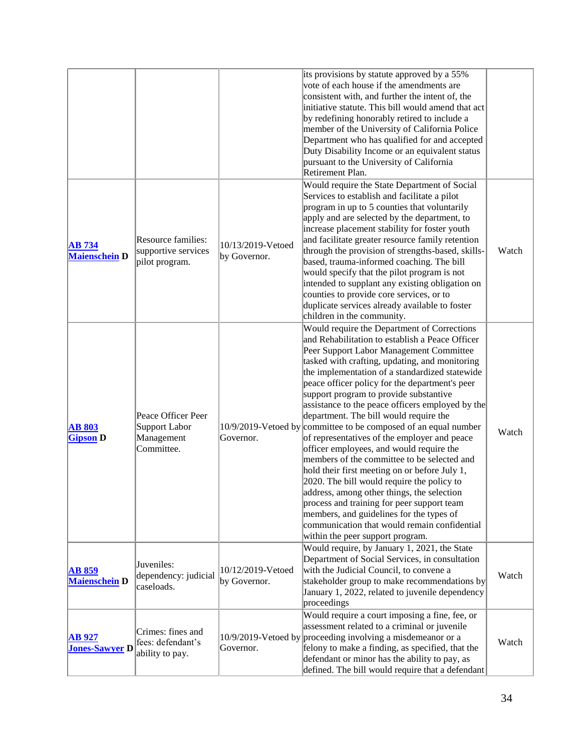| | | | | |
|---|---|---|---|---|
| | | | its provisions by statute approved by a 55% vote of each house if the amendments are consistent with, and further the intent of, the initiative statute. This bill would amend that act by redefining honorably retired to include a member of the University of California Police Department who has qualified for and accepted Duty Disability Income or an equivalent status pursuant to the University of California Retirement Plan. | |
| **AB 734 Maienschein D** | Resource families: supportive services pilot program. | 10/13/2019-Vetoed by Governor. | Would require the State Department of Social Services to establish and facilitate a pilot program in up to 5 counties that voluntarily apply and are selected by the department, to increase placement stability for foster youth and facilitate greater resource family retention through the provision of strengths-based, skills-based, trauma-informed coaching. The bill would specify that the pilot program is not intended to supplant any existing obligation on counties to provide core services, or to duplicate services already available to foster children in the community. | Watch |
| **AB 803 Gipson D** | Peace Officer Peer Support Labor Management Committee. | 10/9/2019-Vetoed by Governor. | Would require the Department of Corrections and Rehabilitation to establish a Peace Officer Peer Support Labor Management Committee tasked with crafting, updating, and monitoring the implementation of a standardized statewide peace officer policy for the department's peer support program to provide substantive assistance to the peace officers employed by the department. The bill would require the committee to be composed of an equal number of representatives of the employer and peace officer employees, and would require the members of the committee to be selected and hold their first meeting on or before July 1, 2020. The bill would require the policy to address, among other things, the selection process and training for peer support team members, and guidelines for the types of communication that would remain confidential within the peer support program. | Watch |
| **AB 859 Maienschein D** | Juveniles: dependency: judicial caseloads. | 10/12/2019-Vetoed by Governor. | Would require, by January 1, 2021, the State Department of Social Services, in consultation with the Judicial Council, to convene a stakeholder group to make recommendations by January 1, 2022, related to juvenile dependency proceedings | Watch |
| **AB 927 Jones-Sawyer D** | Crimes: fines and fees: defendant's ability to pay. | 10/9/2019-Vetoed by Governor. | Would require a court imposing a fine, fee, or assessment related to a criminal or juvenile proceeding involving a misdemeanor or a felony to make a finding, as specified, that the defendant or minor has the ability to pay, as defined. The bill would require that a defendant | Watch |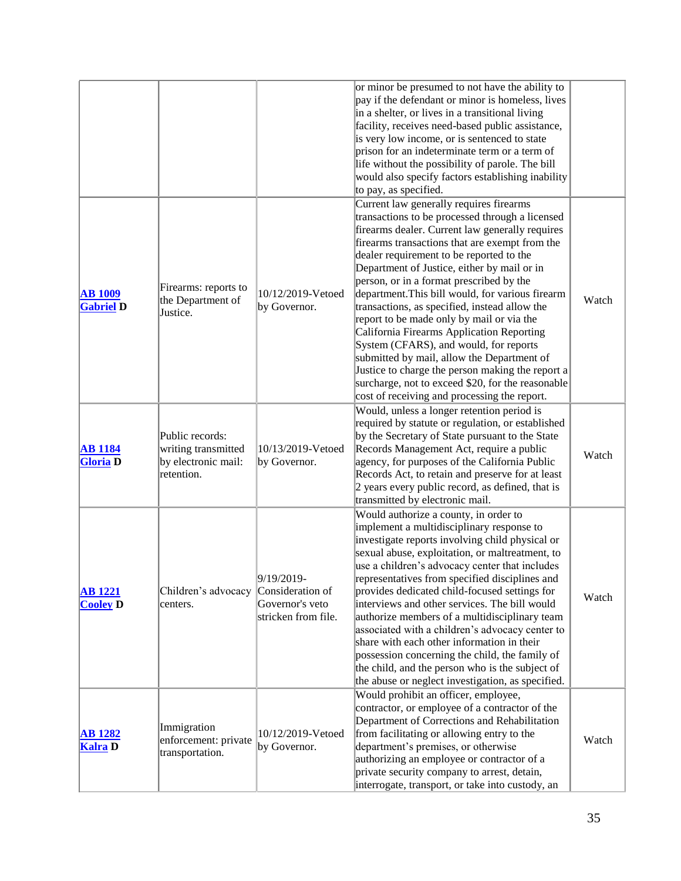| | | | | |
|---|---|---|---|---|
| | | | or minor be presumed to not have the ability to pay if the defendant or minor is homeless, lives in a shelter, or lives in a transitional living facility, receives need-based public assistance, is very low income, or is sentenced to state prison for an indeterminate term or a term of life without the possibility of parole. The bill would also specify factors establishing inability to pay, as specified. | |
| **AB 1009 Gabriel D** | Firearms: reports to the Department of Justice. | 10/12/2019-Vetoed by Governor. | Current law generally requires firearms transactions to be processed through a licensed firearms dealer. Current law generally requires firearms transactions that are exempt from the dealer requirement to be reported to the Department of Justice, either by mail or in person, or in a format prescribed by the department.This bill would, for various firearm transactions, as specified, instead allow the report to be made only by mail or via the California Firearms Application Reporting System (CFARS), and would, for reports submitted by mail, allow the Department of Justice to charge the person making the report a surcharge, not to exceed $20, for the reasonable cost of receiving and processing the report. | Watch |
| **AB 1184 Gloria D** | Public records: writing transmitted by electronic mail: retention. | 10/13/2019-Vetoed by Governor. | Would, unless a longer retention period is required by statute or regulation, or established by the Secretary of State pursuant to the State Records Management Act, require a public agency, for purposes of the California Public Records Act, to retain and preserve for at least 2 years every public record, as defined, that is transmitted by electronic mail. | Watch |
| **AB 1221 Cooley D** | Children's advocacy centers. | 9/19/2019-Consideration of Governor's veto stricken from file. | Would authorize a county, in order to implement a multidisciplinary response to investigate reports involving child physical or sexual abuse, exploitation, or maltreatment, to use a children's advocacy center that includes representatives from specified disciplines and provides dedicated child-focused settings for interviews and other services. The bill would authorize members of a multidisciplinary team associated with a children's advocacy center to share with each other information in their possession concerning the child, the family of the child, and the person who is the subject of the abuse or neglect investigation, as specified. | Watch |
| **AB 1282 Kalra D** | Immigration enforcement: private transportation. | 10/12/2019-Vetoed by Governor. | Would prohibit an officer, employee, contractor, or employee of a contractor of the Department of Corrections and Rehabilitation from facilitating or allowing entry to the department's premises, or otherwise authorizing an employee or contractor of a private security company to arrest, detain, interrogate, transport, or take into custody, an | Watch |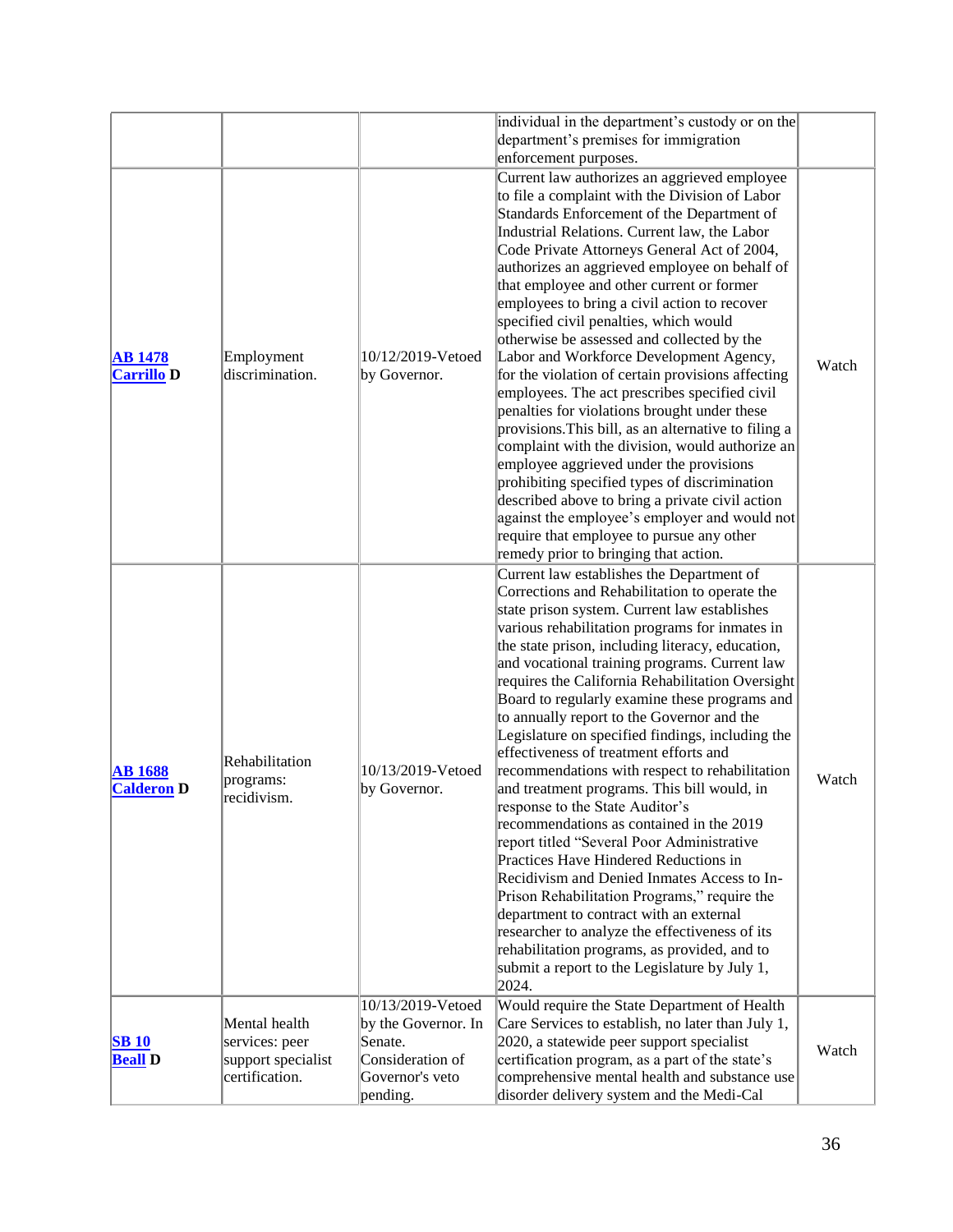| | | | individual in the department's custody or on the department's premises for immigration enforcement purposes. | |
|---|---|---|---|---|
| **AB 1478 Carrillo D** | Employment discrimination. | 10/12/2019-Vetoed by Governor. | Current law authorizes an aggrieved employee to file a complaint with the Division of Labor Standards Enforcement of the Department of Industrial Relations. Current law, the Labor Code Private Attorneys General Act of 2004, authorizes an aggrieved employee on behalf of that employee and other current or former employees to bring a civil action to recover specified civil penalties, which would otherwise be assessed and collected by the Labor and Workforce Development Agency, for the violation of certain provisions affecting employees. The act prescribes specified civil penalties for violations brought under these provisions.This bill, as an alternative to filing a complaint with the division, would authorize an employee aggrieved under the provisions prohibiting specified types of discrimination described above to bring a private civil action against the employee's employer and would not require that employee to pursue any other remedy prior to bringing that action. | Watch |
| **AB 1688 Calderon D** | Rehabilitation programs: recidivism. | 10/13/2019-Vetoed by Governor. | Current law establishes the Department of Corrections and Rehabilitation to operate the state prison system. Current law establishes various rehabilitation programs for inmates in the state prison, including literacy, education, and vocational training programs. Current law requires the California Rehabilitation Oversight Board to regularly examine these programs and to annually report to the Governor and the Legislature on specified findings, including the effectiveness of treatment efforts and recommendations with respect to rehabilitation and treatment programs. This bill would, in response to the State Auditor's recommendations as contained in the 2019 report titled "Several Poor Administrative Practices Have Hindered Reductions in Recidivism and Denied Inmates Access to In-Prison Rehabilitation Programs," require the department to contract with an external researcher to analyze the effectiveness of its rehabilitation programs, as provided, and to submit a report to the Legislature by July 1, 2024. | Watch |
| **SB 10 Beall D** | Mental health services: peer support specialist certification. | 10/13/2019-Vetoed by the Governor. In Senate. Consideration of Governor's veto pending. | Would require the State Department of Health Care Services to establish, no later than July 1, 2020, a statewide peer support specialist certification program, as a part of the state's comprehensive mental health and substance use disorder delivery system and the Medi-Cal | Watch |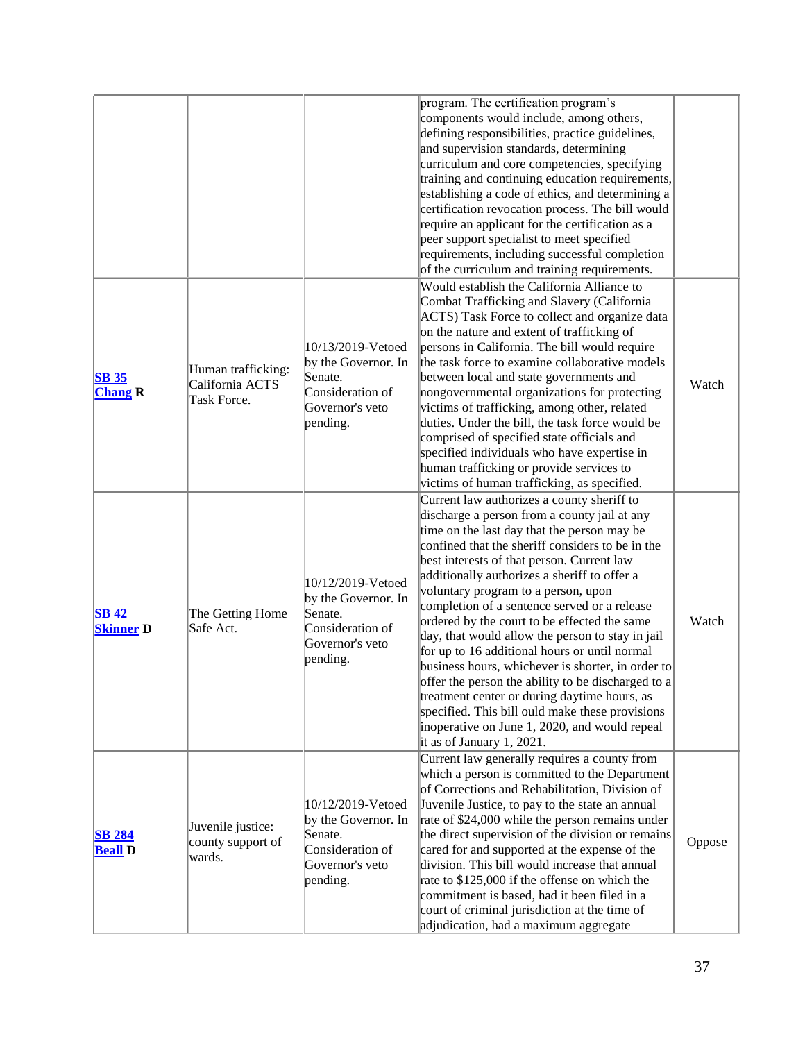| | | | | |
|---|---|---|---|---|
| | | | program. The certification program's components would include, among others, defining responsibilities, practice guidelines, and supervision standards, determining curriculum and core competencies, specifying training and continuing education requirements, establishing a code of ethics, and determining a certification revocation process. The bill would require an applicant for the certification as a peer support specialist to meet specified requirements, including successful completion of the curriculum and training requirements. | |
| **SB 35** **Chang R** | Human trafficking: California ACTS Task Force. | 10/13/2019-Vetoed by the Governor. In Senate. Consideration of Governor's veto pending. | Would establish the California Alliance to Combat Trafficking and Slavery (California ACTS) Task Force to collect and organize data on the nature and extent of trafficking of persons in California. The bill would require the task force to examine collaborative models between local and state governments and nongovernmental organizations for protecting victims of trafficking, among other, related duties. Under the bill, the task force would be comprised of specified state officials and specified individuals who have expertise in human trafficking or provide services to victims of human trafficking, as specified. | Watch |
| **SB 42** **Skinner D** | The Getting Home Safe Act. | 10/12/2019-Vetoed by the Governor. In Senate. Consideration of Governor's veto pending. | Current law authorizes a county sheriff to discharge a person from a county jail at any time on the last day that the person may be confined that the sheriff considers to be in the best interests of that person. Current law additionally authorizes a sheriff to offer a voluntary program to a person, upon completion of a sentence served or a release ordered by the court to be effected the same day, that would allow the person to stay in jail for up to 16 additional hours or until normal business hours, whichever is shorter, in order to offer the person the ability to be discharged to a treatment center or during daytime hours, as specified. This bill ould make these provisions inoperative on June 1, 2020, and would repeal it as of January 1, 2021. | Watch |
| **SB 284** **Beall D** | Juvenile justice: county support of wards. | 10/12/2019-Vetoed by the Governor. In Senate. Consideration of Governor's veto pending. | Current law generally requires a county from which a person is committed to the Department of Corrections and Rehabilitation, Division of Juvenile Justice, to pay to the state an annual rate of $24,000 while the person remains under the direct supervision of the division or remains cared for and supported at the expense of the division. This bill would increase that annual rate to $125,000 if the offense on which the commitment is based, had it been filed in a court of criminal jurisdiction at the time of adjudication, had a maximum aggregate | Oppose |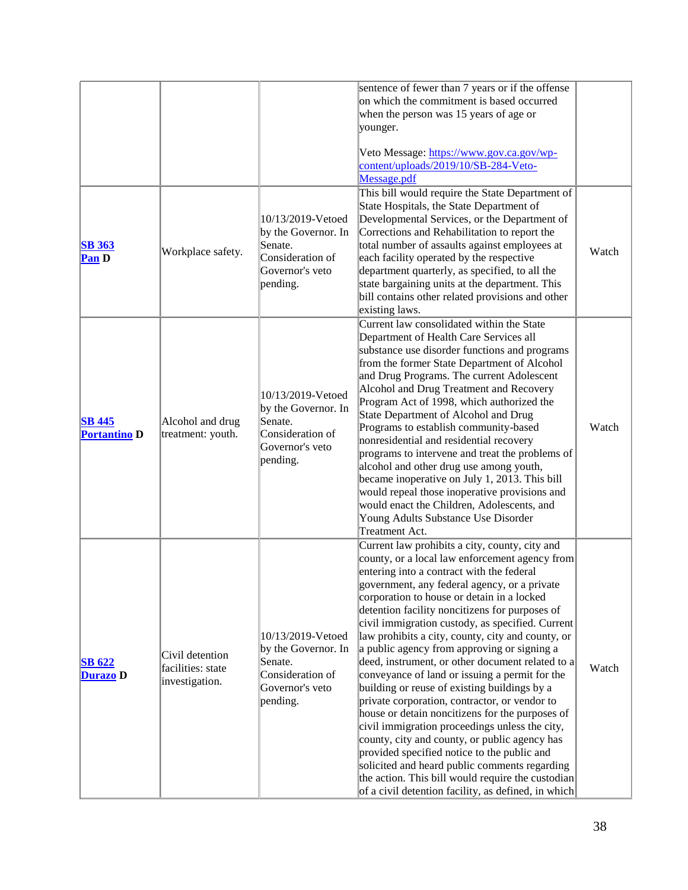| | | | | |
|---|---|---|---|---|
| | | | sentence of fewer than 7 years or if the offense on which the commitment is based occurred when the person was 15 years of age or younger.<br><br>Veto Message: https://www.gov.ca.gov/wp-content/uploads/2019/10/SB-284-Veto-Message.pdf | |
| **SB 363 Pan D** | Workplace safety. | 10/13/2019-Vetoed by the Governor. In Senate. Consideration of Governor's veto pending. | This bill would require the State Department of State Hospitals, the State Department of Developmental Services, or the Department of Corrections and Rehabilitation to report the total number of assaults against employees at each facility operated by the respective department quarterly, as specified, to all the state bargaining units at the department. This bill contains other related provisions and other existing laws. | Watch |
| **SB 445 Portantino D** | Alcohol and drug treatment: youth. | 10/13/2019-Vetoed by the Governor. In Senate. Consideration of Governor's veto pending. | Current law consolidated within the State Department of Health Care Services all substance use disorder functions and programs from the former State Department of Alcohol and Drug Programs. The current Adolescent Alcohol and Drug Treatment and Recovery Program Act of 1998, which authorized the State Department of Alcohol and Drug Programs to establish community-based nonresidential and residential recovery programs to intervene and treat the problems of alcohol and other drug use among youth, became inoperative on July 1, 2013. This bill would repeal those inoperative provisions and would enact the Children, Adolescents, and Young Adults Substance Use Disorder Treatment Act. | Watch |
| **SB 622 Durazo D** | Civil detention facilities: state investigation. | 10/13/2019-Vetoed by the Governor. In Senate. Consideration of Governor's veto pending. | Current law prohibits a city, county, city and county, or a local law enforcement agency from entering into a contract with the federal government, any federal agency, or a private corporation to house or detain in a locked detention facility noncitizens for purposes of civil immigration custody, as specified. Current law prohibits a city, county, city and county, or a public agency from approving or signing a deed, instrument, or other document related to a conveyance of land or issuing a permit for the building or reuse of existing buildings by a private corporation, contractor, or vendor to house or detain noncitizens for the purposes of civil immigration proceedings unless the city, county, city and county, or public agency has provided specified notice to the public and solicited and heard public comments regarding the action. This bill would require the custodian of a civil detention facility, as defined, in which | Watch |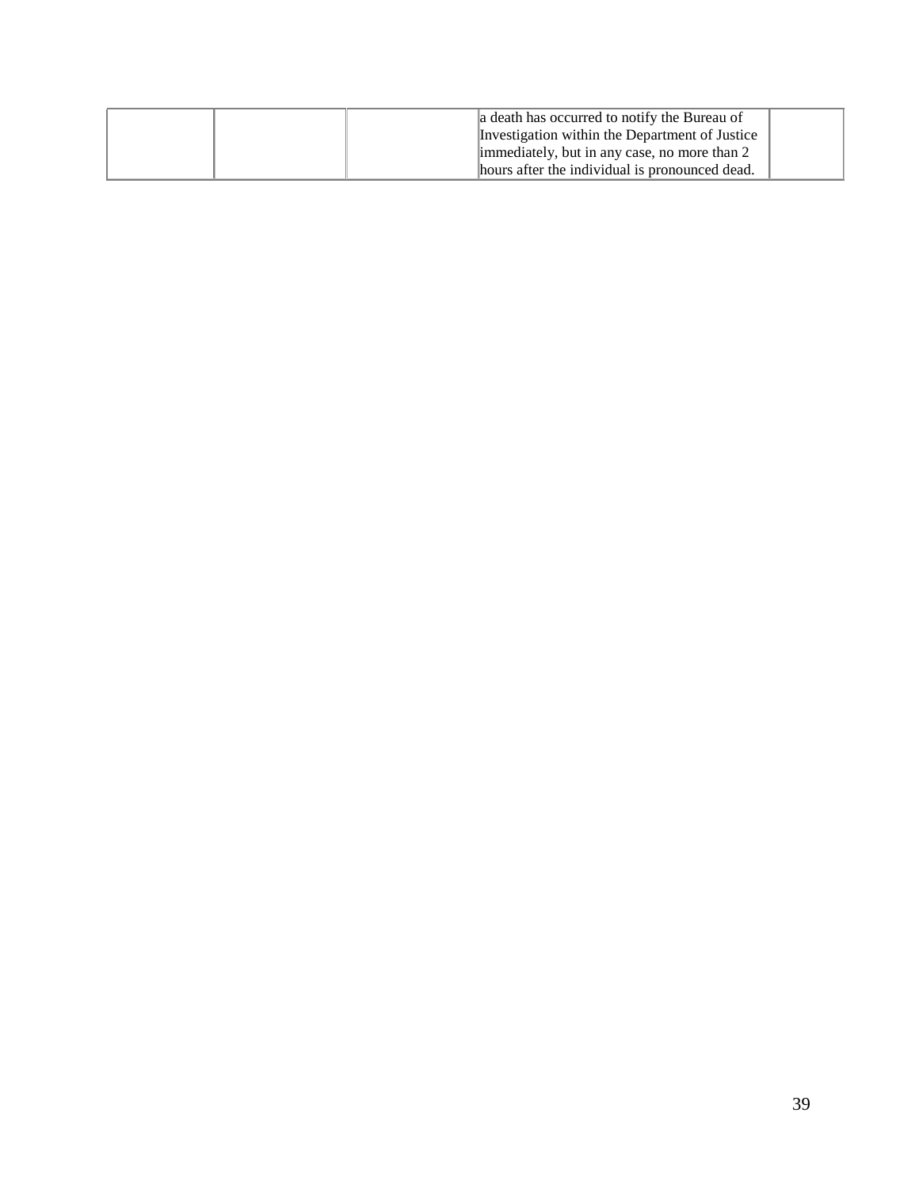| | | | | |
|---|---|---|---|---|
| | | | a death has occurred to notify the Bureau of Investigation within the Department of Justice immediately, but in any case, no more than 2 hours after the individual is pronounced dead. | |